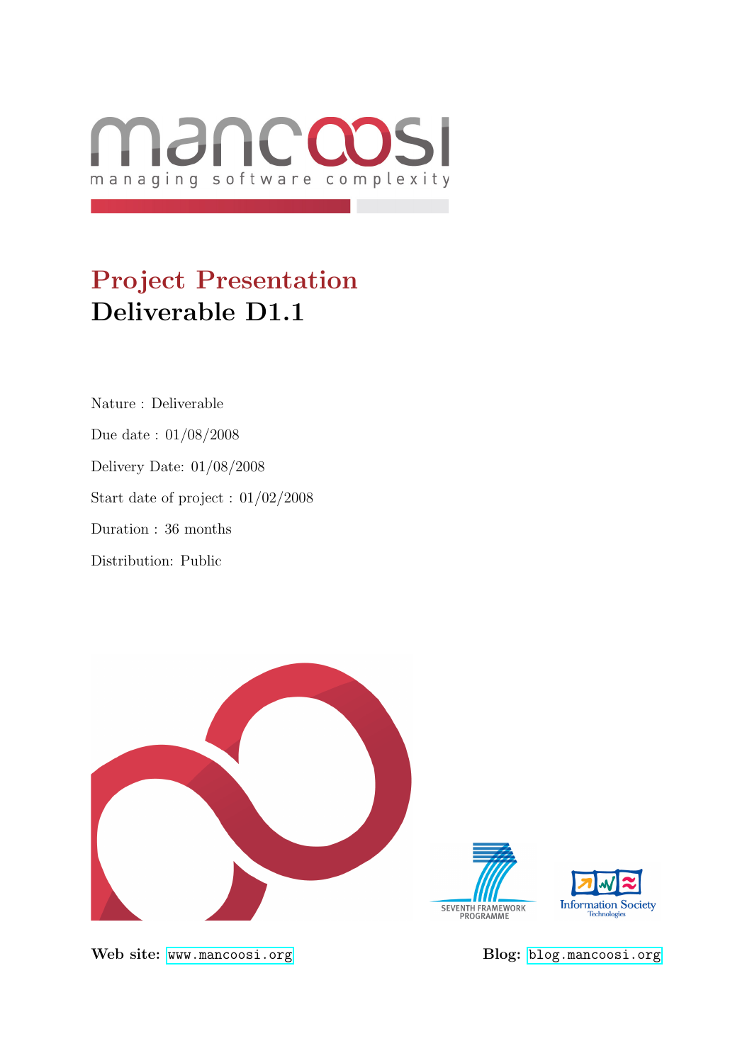mancoosi

managing software complexity

# Project Presentation

# Deliverable D1.1

Nature : Deliverable

Due date : 01/08/2008

Delivery Date: 01/08/2008

Start date of project : 01/02/2008

Duration : 36 months

Distribution: Public

SEVENTH FRAMEWORK PROGRAMME

Information Society Technologies

**Web site:** www.mancoosi.org

**Blog:** blog.mancoosi.org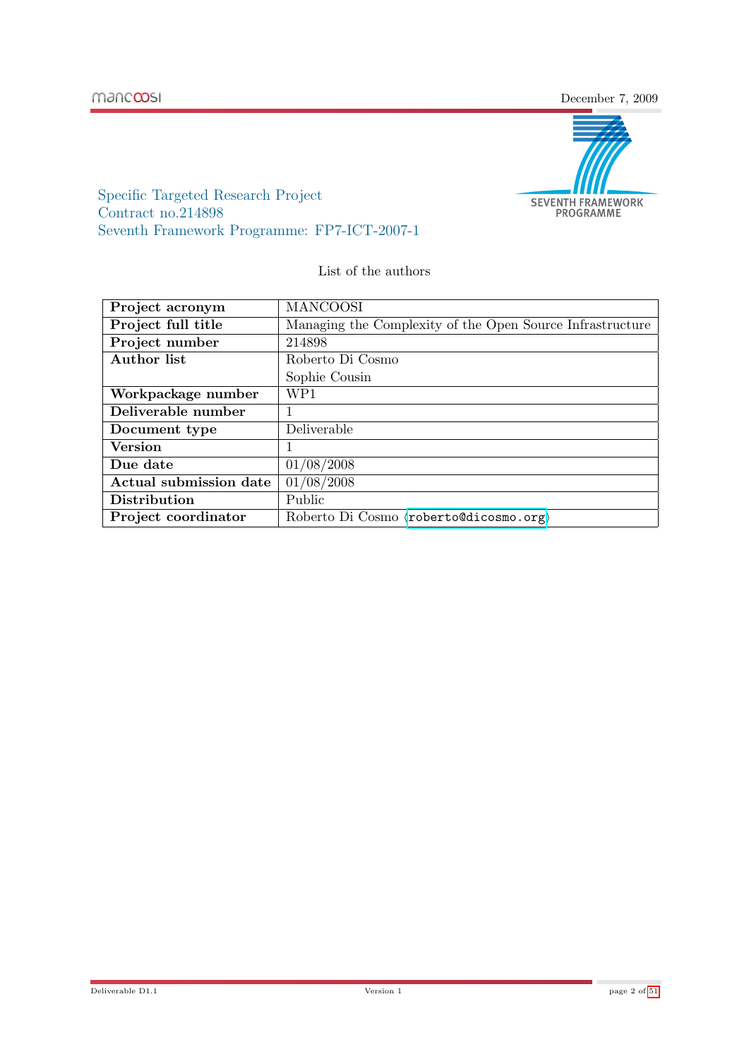Specific Targeted Research Project
Contract no.214898
Seventh Framework Programme: FP7-ICT-2007-1

List of the authors

| | |
|---|---|
| **Project acronym** | MANCOOSI |
| **Project full title** | Managing the Complexity of the Open Source Infrastructure |
| **Project number** | 214898 |
| **Author list** | Roberto Di Cosmo<br>Sophie Cousin |
| **Workpackage number** | WP1 |
| **Deliverable number** | 1 |
| **Document type** | Deliverable |
| **Version** | 1 |
| **Due date** | 01/08/2008 |
| **Actual submission date** | 01/08/2008 |
| **Distribution** | Public |
| **Project coordinator** | Roberto Di Cosmo ⟨roberto@dicosmo.org⟩ |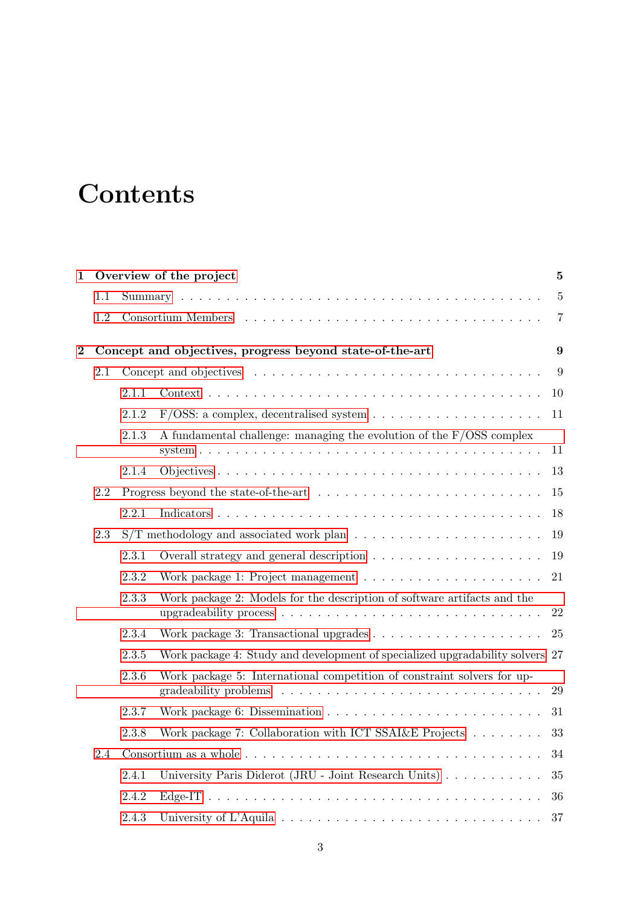# Contents

**1 Overview of the project** **5**

- 1.1 Summary . . . 5
- 1.2 Consortium Members . . . 7

**2 Concept and objectives, progress beyond state-of-the-art** **9**

- 2.1 Concept and objectives . . . 9
  - 2.1.1 Context . . . 10
  - 2.1.2 F/OSS: a complex, decentralised system . . . 11
  - 2.1.3 A fundamental challenge: managing the evolution of the F/OSS complex system . . . 11
  - 2.1.4 Objectives . . . 13
- 2.2 Progress beyond the state-of-the-art . . . 15
  - 2.2.1 Indicators . . . 18
- 2.3 S/T methodology and associated work plan . . . 19
  - 2.3.1 Overall strategy and general description . . . 19
  - 2.3.2 Work package 1: Project management . . . 21
  - 2.3.3 Work package 2: Models for the description of software artifacts and the upgradeability process . . . 22
  - 2.3.4 Work package 3: Transactional upgrades . . . 25
  - 2.3.5 Work package 4: Study and development of specialized upgradability solvers 27
  - 2.3.6 Work package 5: International competition of constraint solvers for upgradeability problems . . . 29
  - 2.3.7 Work package 6: Dissemination . . . 31
  - 2.3.8 Work package 7: Collaboration with ICT SSAI&E Projects . . . 33
- 2.4 Consortium as a whole . . . 34
  - 2.4.1 University Paris Diderot (JRU - Joint Research Units) . . . 35
  - 2.4.2 Edge-IT . . . 36
  - 2.4.3 University of L'Aquila . . . 37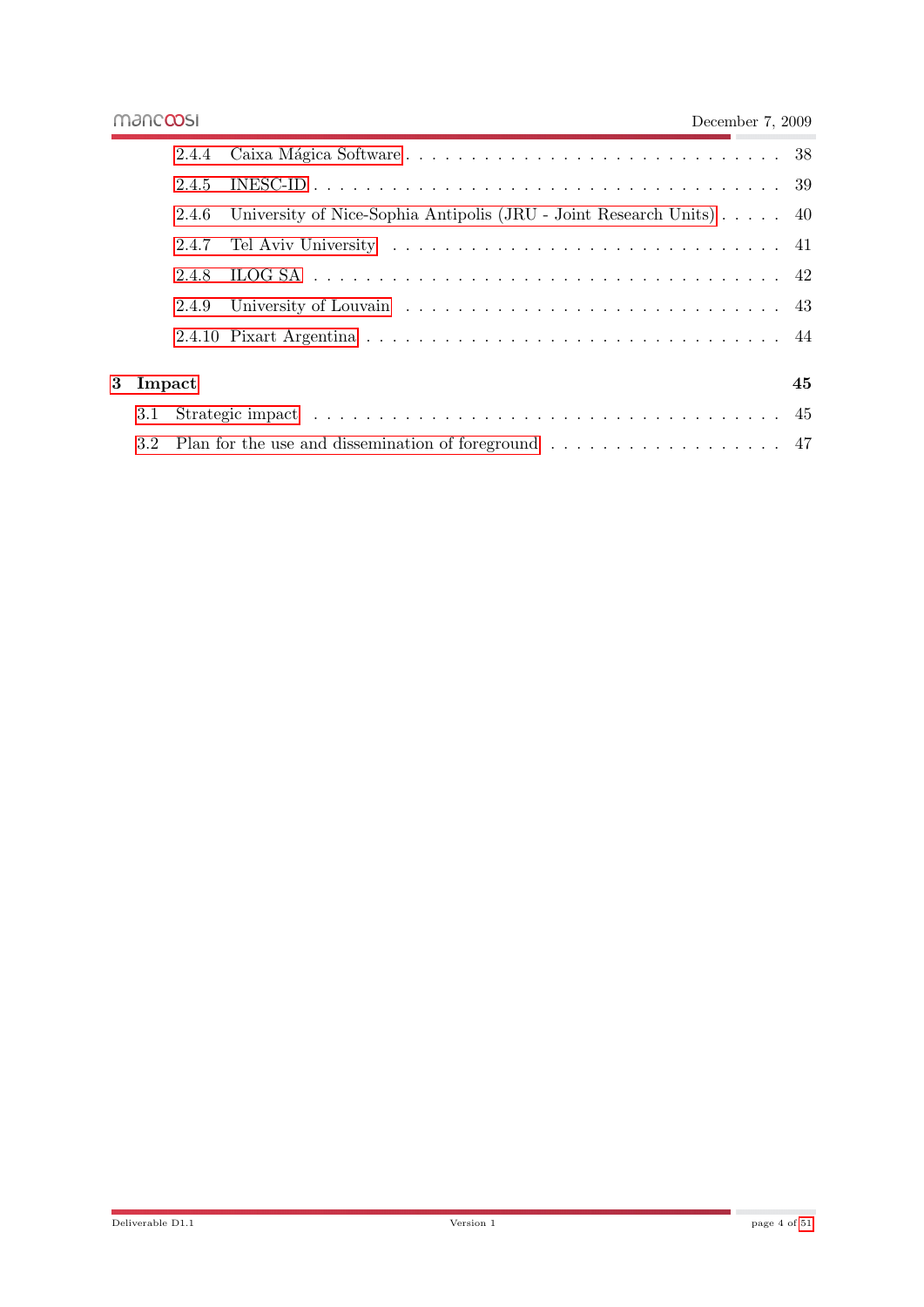2.4.4 Caixa Mágica Software . . . . . . . . . . . . . . . . . . . . . . . . . . . . 38
2.4.5 INESC-ID . . . . . . . . . . . . . . . . . . . . . . . . . . . . . . . . . . 39
2.4.6 University of Nice-Sophia Antipolis (JRU - Joint Research Units) . . . . . 40
2.4.7 Tel Aviv University . . . . . . . . . . . . . . . . . . . . . . . . . . . . 41
2.4.8 ILOG SA . . . . . . . . . . . . . . . . . . . . . . . . . . . . . . . . . . 42
2.4.9 University of Louvain . . . . . . . . . . . . . . . . . . . . . . . . . . . 43
2.4.10 Pixart Argentina . . . . . . . . . . . . . . . . . . . . . . . . . . . . . . 44

**3 Impact** **45**

3.1 Strategic impact . . . . . . . . . . . . . . . . . . . . . . . . . . . . . . . . . 45
3.2 Plan for the use and dissemination of foreground . . . . . . . . . . . . . . . . . . 47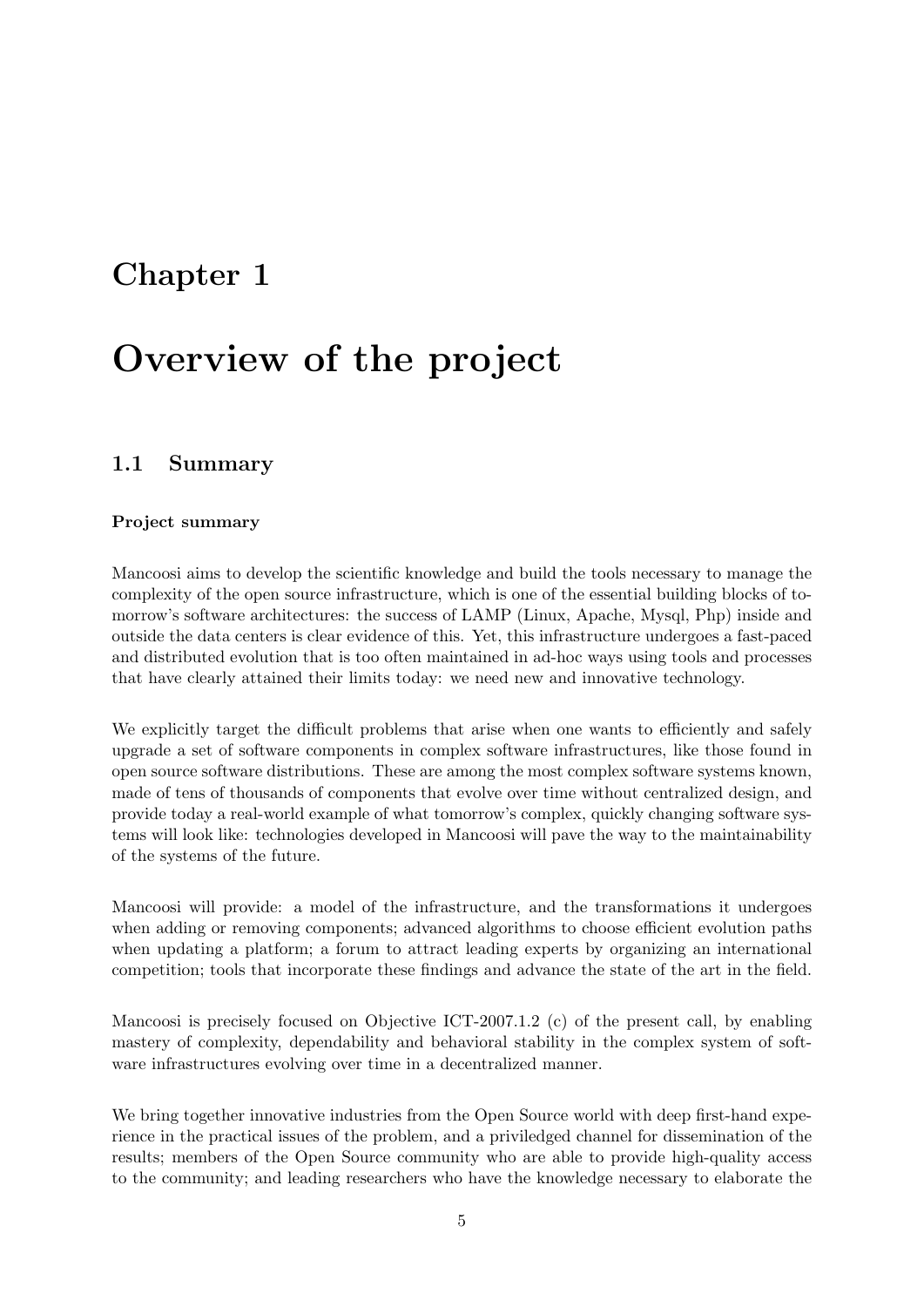# Chapter 1

# Overview of the project

## 1.1 Summary

**Project summary**

Mancoosi aims to develop the scientific knowledge and build the tools necessary to manage the complexity of the open source infrastructure, which is one of the essential building blocks of tomorrow's software architectures: the success of LAMP (Linux, Apache, Mysql, Php) inside and outside the data centers is clear evidence of this. Yet, this infrastructure undergoes a fast-paced and distributed evolution that is too often maintained in ad-hoc ways using tools and processes that have clearly attained their limits today: we need new and innovative technology.

We explicitly target the difficult problems that arise when one wants to efficiently and safely upgrade a set of software components in complex software infrastructures, like those found in open source software distributions. These are among the most complex software systems known, made of tens of thousands of components that evolve over time without centralized design, and provide today a real-world example of what tomorrow's complex, quickly changing software systems will look like: technologies developed in Mancoosi will pave the way to the maintainability of the systems of the future.

Mancoosi will provide: a model of the infrastructure, and the transformations it undergoes when adding or removing components; advanced algorithms to choose efficient evolution paths when updating a platform; a forum to attract leading experts by organizing an international competition; tools that incorporate these findings and advance the state of the art in the field.

Mancoosi is precisely focused on Objective ICT-2007.1.2 (c) of the present call, by enabling mastery of complexity, dependability and behavioral stability in the complex system of software infrastructures evolving over time in a decentralized manner.

We bring together innovative industries from the Open Source world with deep first-hand experience in the practical issues of the problem, and a priviledged channel for dissemination of the results; members of the Open Source community who are able to provide high-quality access to the community; and leading researchers who have the knowledge necessary to elaborate the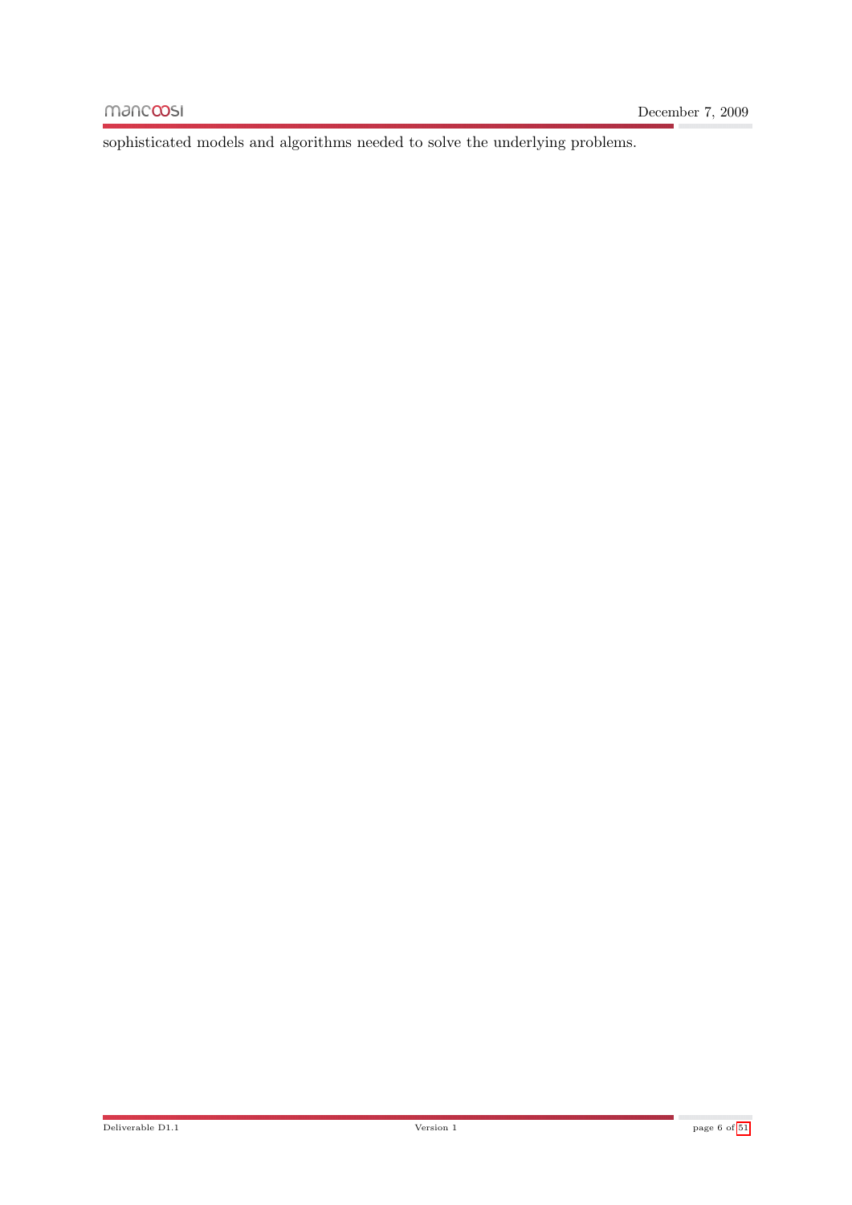sophisticated models and algorithms needed to solve the underlying problems.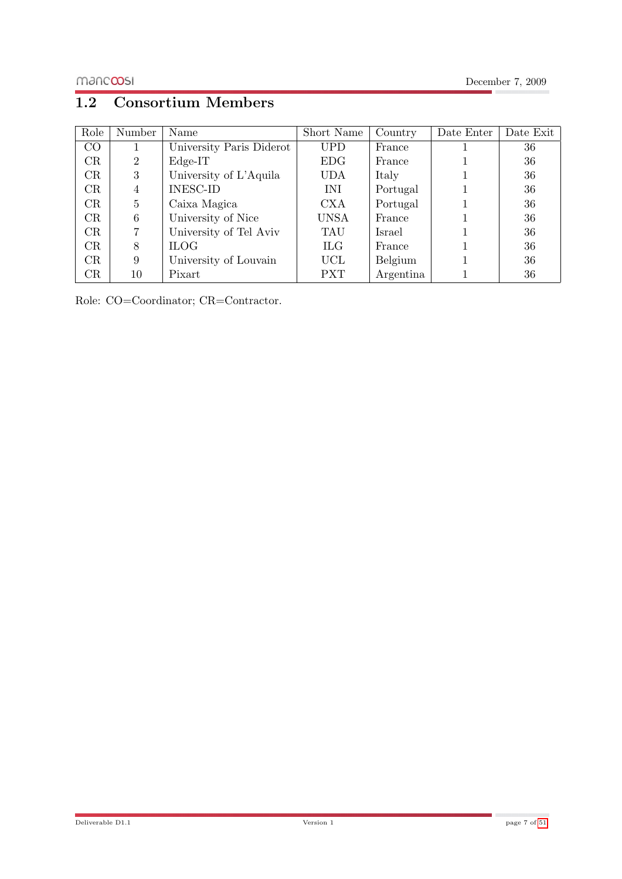## 1.2 Consortium Members

| Role | Number | Name | Short Name | Country | Date Enter | Date Exit |
|---|---|---|---|---|---|---|
| CO | 1 | University Paris Diderot | UPD | France | 1 | 36 |
| CR | 2 | Edge-IT | EDG | France | 1 | 36 |
| CR | 3 | University of L'Aquila | UDA | Italy | 1 | 36 |
| CR | 4 | INESC-ID | INI | Portugal | 1 | 36 |
| CR | 5 | Caixa Magica | CXA | Portugal | 1 | 36 |
| CR | 6 | University of Nice | UNSA | France | 1 | 36 |
| CR | 7 | University of Tel Aviv | TAU | Israel | 1 | 36 |
| CR | 8 | ILOG | ILG | France | 1 | 36 |
| CR | 9 | University of Louvain | UCL | Belgium | 1 | 36 |
| CR | 10 | Pixart | PXT | Argentina | 1 | 36 |

Role: CO=Coordinator; CR=Contractor.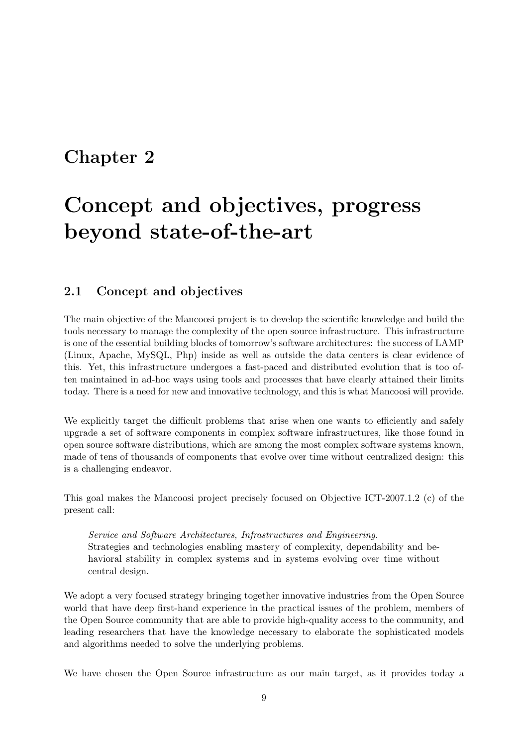# Chapter 2

# Concept and objectives, progress beyond state-of-the-art

## 2.1 Concept and objectives

The main objective of the Mancoosi project is to develop the scientific knowledge and build the tools necessary to manage the complexity of the open source infrastructure. This infrastructure is one of the essential building blocks of tomorrow's software architectures: the success of LAMP (Linux, Apache, MySQL, Php) inside as well as outside the data centers is clear evidence of this. Yet, this infrastructure undergoes a fast-paced and distributed evolution that is too often maintained in ad-hoc ways using tools and processes that have clearly attained their limits today. There is a need for new and innovative technology, and this is what Mancoosi will provide.

We explicitly target the difficult problems that arise when one wants to efficiently and safely upgrade a set of software components in complex software infrastructures, like those found in open source software distributions, which are among the most complex software systems known, made of tens of thousands of components that evolve over time without centralized design: this is a challenging endeavor.

This goal makes the Mancoosi project precisely focused on Objective ICT-2007.1.2 (c) of the present call:

> *Service and Software Architectures, Infrastructures and Engineering.*
> Strategies and technologies enabling mastery of complexity, dependability and behavioral stability in complex systems and in systems evolving over time without central design.

We adopt a very focused strategy bringing together innovative industries from the Open Source world that have deep first-hand experience in the practical issues of the problem, members of the Open Source community that are able to provide high-quality access to the community, and leading researchers that have the knowledge necessary to elaborate the sophisticated models and algorithms needed to solve the underlying problems.

We have chosen the Open Source infrastructure as our main target, as it provides today a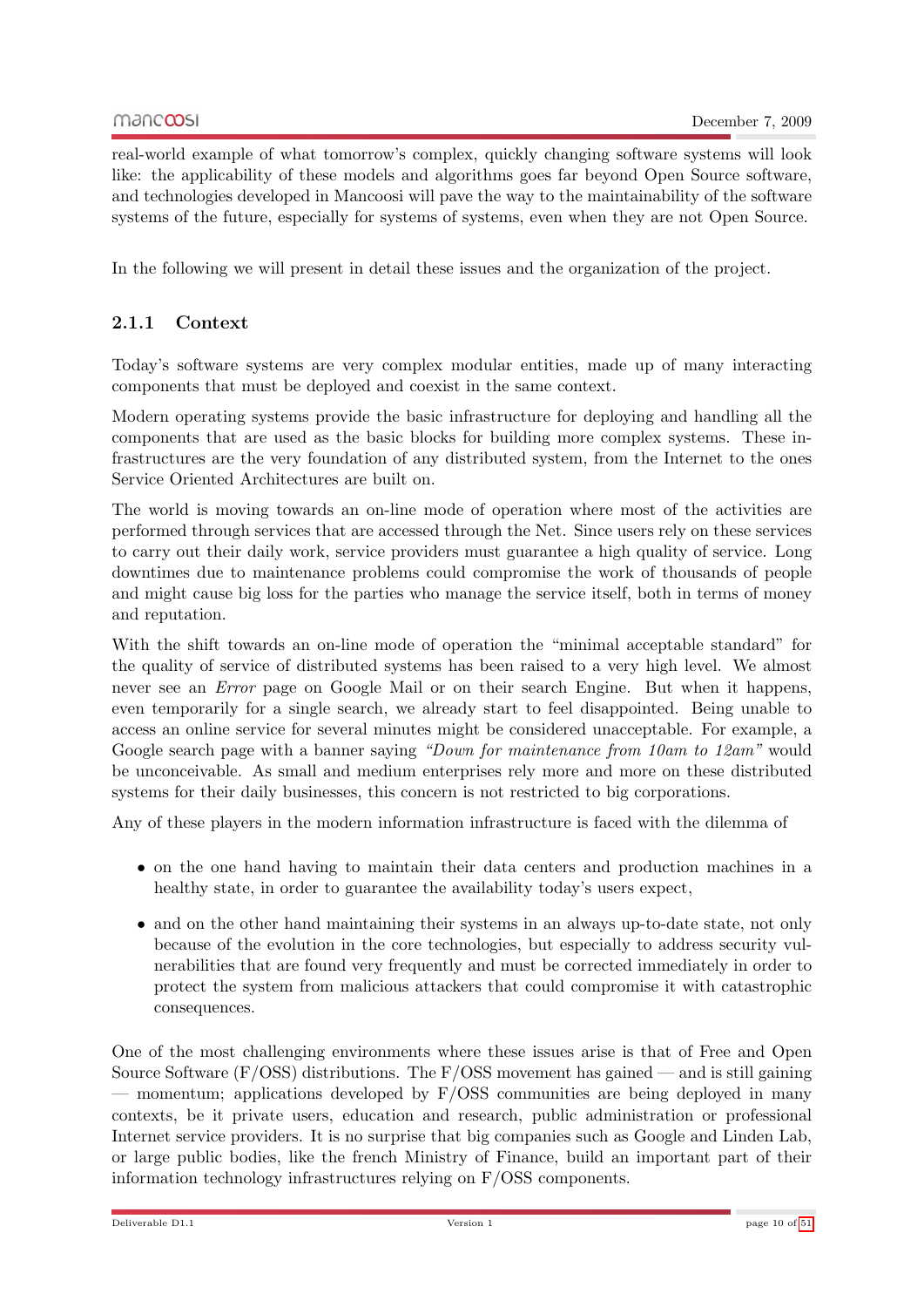real-world example of what tomorrow's complex, quickly changing software systems will look like: the applicability of these models and algorithms goes far beyond Open Source software, and technologies developed in Mancoosi will pave the way to the maintainability of the software systems of the future, especially for systems of systems, even when they are not Open Source.

In the following we will present in detail these issues and the organization of the project.

### 2.1.1 Context

Today's software systems are very complex modular entities, made up of many interacting components that must be deployed and coexist in the same context.

Modern operating systems provide the basic infrastructure for deploying and handling all the components that are used as the basic blocks for building more complex systems. These infrastructures are the very foundation of any distributed system, from the Internet to the ones Service Oriented Architectures are built on.

The world is moving towards an on-line mode of operation where most of the activities are performed through services that are accessed through the Net. Since users rely on these services to carry out their daily work, service providers must guarantee a high quality of service. Long downtimes due to maintenance problems could compromise the work of thousands of people and might cause big loss for the parties who manage the service itself, both in terms of money and reputation.

With the shift towards an on-line mode of operation the "minimal acceptable standard" for the quality of service of distributed systems has been raised to a very high level. We almost never see an *Error* page on Google Mail or on their search Engine. But when it happens, even temporarily for a single search, we already start to feel disappointed. Being unable to access an online service for several minutes might be considered unacceptable. For example, a Google search page with a banner saying *"Down for maintenance from 10am to 12am"* would be unconceivable. As small and medium enterprises rely more and more on these distributed systems for their daily businesses, this concern is not restricted to big corporations.

Any of these players in the modern information infrastructure is faced with the dilemma of

- on the one hand having to maintain their data centers and production machines in a healthy state, in order to guarantee the availability today's users expect,
- and on the other hand maintaining their systems in an always up-to-date state, not only because of the evolution in the core technologies, but especially to address security vulnerabilities that are found very frequently and must be corrected immediately in order to protect the system from malicious attackers that could compromise it with catastrophic consequences.

One of the most challenging environments where these issues arise is that of Free and Open Source Software (F/OSS) distributions. The F/OSS movement has gained — and is still gaining — momentum; applications developed by F/OSS communities are being deployed in many contexts, be it private users, education and research, public administration or professional Internet service providers. It is no surprise that big companies such as Google and Linden Lab, or large public bodies, like the french Ministry of Finance, build an important part of their information technology infrastructures relying on F/OSS components.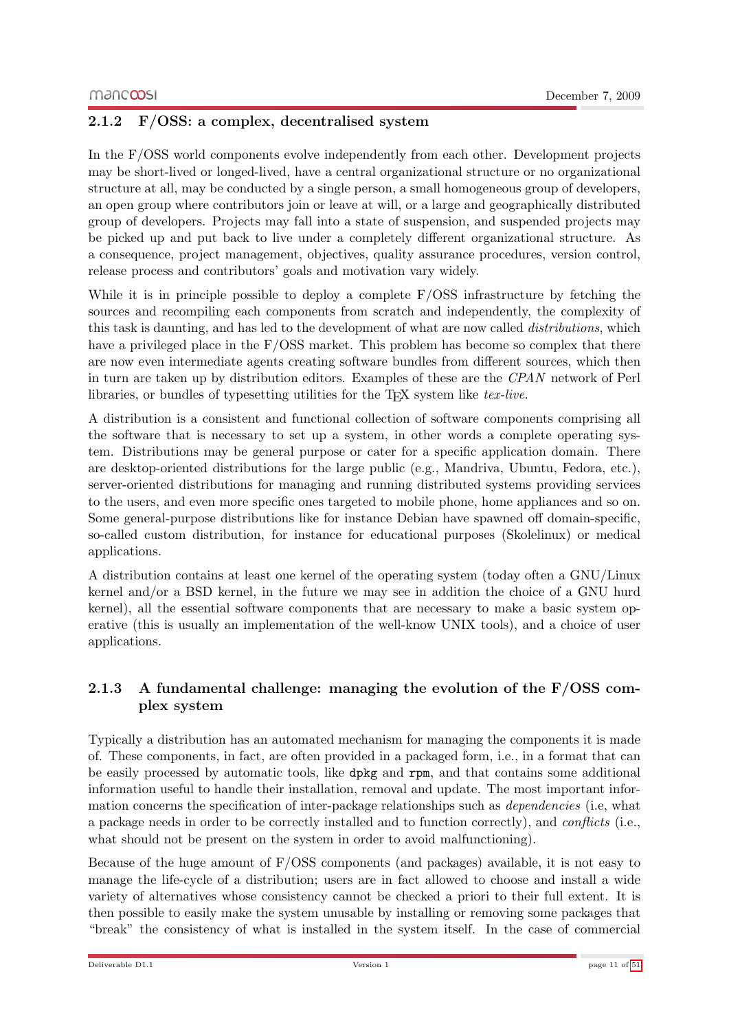### 2.1.2 F/OSS: a complex, decentralised system

In the F/OSS world components evolve independently from each other. Development projects may be short-lived or longed-lived, have a central organizational structure or no organizational structure at all, may be conducted by a single person, a small homogeneous group of developers, an open group where contributors join or leave at will, or a large and geographically distributed group of developers. Projects may fall into a state of suspension, and suspended projects may be picked up and put back to live under a completely different organizational structure. As a consequence, project management, objectives, quality assurance procedures, version control, release process and contributors' goals and motivation vary widely.

While it is in principle possible to deploy a complete F/OSS infrastructure by fetching the sources and recompiling each components from scratch and independently, the complexity of this task is daunting, and has led to the development of what are now called *distributions*, which have a privileged place in the F/OSS market. This problem has become so complex that there are now even intermediate agents creating software bundles from different sources, which then in turn are taken up by distribution editors. Examples of these are the *CPAN* network of Perl libraries, or bundles of typesetting utilities for the TEX system like *tex-live*.

A distribution is a consistent and functional collection of software components comprising all the software that is necessary to set up a system, in other words a complete operating system. Distributions may be general purpose or cater for a specific application domain. There are desktop-oriented distributions for the large public (e.g., Mandriva, Ubuntu, Fedora, etc.), server-oriented distributions for managing and running distributed systems providing services to the users, and even more specific ones targeted to mobile phone, home appliances and so on. Some general-purpose distributions like for instance Debian have spawned off domain-specific, so-called custom distribution, for instance for educational purposes (Skolelinux) or medical applications.

A distribution contains at least one kernel of the operating system (today often a GNU/Linux kernel and/or a BSD kernel, in the future we may see in addition the choice of a GNU hurd kernel), all the essential software components that are necessary to make a basic system operative (this is usually an implementation of the well-know UNIX tools), and a choice of user applications.

### 2.1.3 A fundamental challenge: managing the evolution of the F/OSS complex system

Typically a distribution has an automated mechanism for managing the components it is made of. These components, in fact, are often provided in a packaged form, i.e., in a format that can be easily processed by automatic tools, like `dpkg` and `rpm`, and that contains some additional information useful to handle their installation, removal and update. The most important information concerns the specification of inter-package relationships such as *dependencies* (i.e, what a package needs in order to be correctly installed and to function correctly), and *conflicts* (i.e., what should not be present on the system in order to avoid malfunctioning).

Because of the huge amount of F/OSS components (and packages) available, it is not easy to manage the life-cycle of a distribution; users are in fact allowed to choose and install a wide variety of alternatives whose consistency cannot be checked a priori to their full extent. It is then possible to easily make the system unusable by installing or removing some packages that "break" the consistency of what is installed in the system itself. In the case of commercial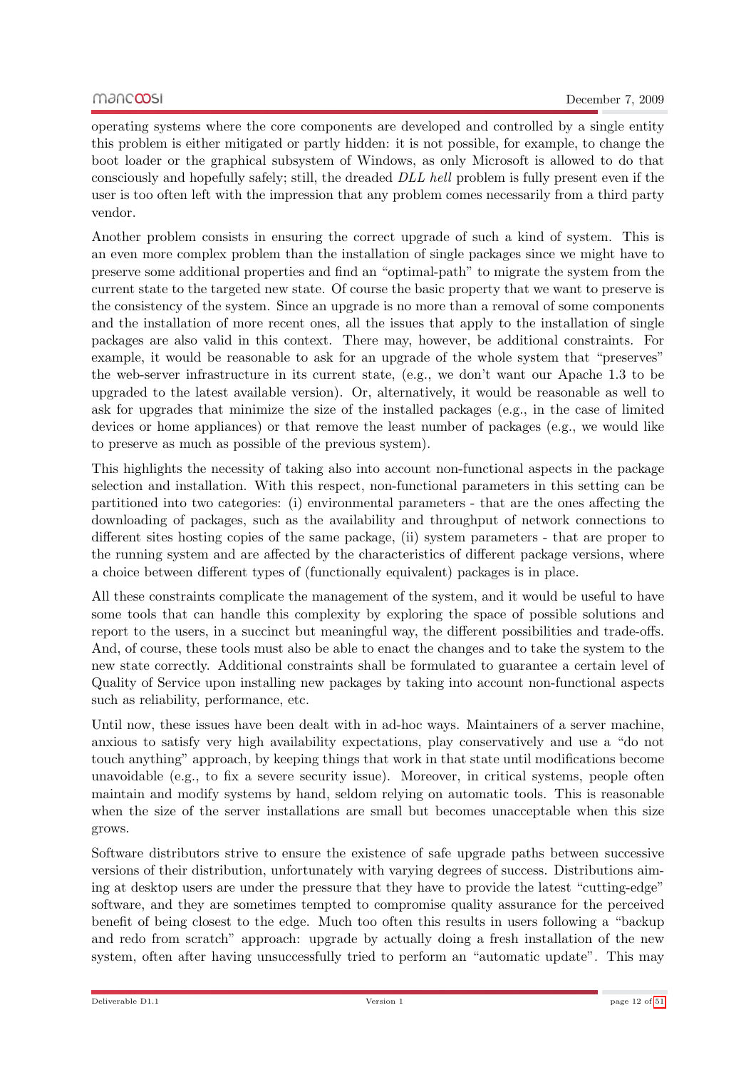operating systems where the core components are developed and controlled by a single entity this problem is either mitigated or partly hidden: it is not possible, for example, to change the boot loader or the graphical subsystem of Windows, as only Microsoft is allowed to do that consciously and hopefully safely; still, the dreaded *DLL hell* problem is fully present even if the user is too often left with the impression that any problem comes necessarily from a third party vendor.

Another problem consists in ensuring the correct upgrade of such a kind of system. This is an even more complex problem than the installation of single packages since we might have to preserve some additional properties and find an "optimal-path" to migrate the system from the current state to the targeted new state. Of course the basic property that we want to preserve is the consistency of the system. Since an upgrade is no more than a removal of some components and the installation of more recent ones, all the issues that apply to the installation of single packages are also valid in this context. There may, however, be additional constraints. For example, it would be reasonable to ask for an upgrade of the whole system that "preserves" the web-server infrastructure in its current state, (e.g., we don't want our Apache 1.3 to be upgraded to the latest available version). Or, alternatively, it would be reasonable as well to ask for upgrades that minimize the size of the installed packages (e.g., in the case of limited devices or home appliances) or that remove the least number of packages (e.g., we would like to preserve as much as possible of the previous system).

This highlights the necessity of taking also into account non-functional aspects in the package selection and installation. With this respect, non-functional parameters in this setting can be partitioned into two categories: (i) environmental parameters - that are the ones affecting the downloading of packages, such as the availability and throughput of network connections to different sites hosting copies of the same package, (ii) system parameters - that are proper to the running system and are affected by the characteristics of different package versions, where a choice between different types of (functionally equivalent) packages is in place.

All these constraints complicate the management of the system, and it would be useful to have some tools that can handle this complexity by exploring the space of possible solutions and report to the users, in a succinct but meaningful way, the different possibilities and trade-offs. And, of course, these tools must also be able to enact the changes and to take the system to the new state correctly. Additional constraints shall be formulated to guarantee a certain level of Quality of Service upon installing new packages by taking into account non-functional aspects such as reliability, performance, etc.

Until now, these issues have been dealt with in ad-hoc ways. Maintainers of a server machine, anxious to satisfy very high availability expectations, play conservatively and use a "do not touch anything" approach, by keeping things that work in that state until modifications become unavoidable (e.g., to fix a severe security issue). Moreover, in critical systems, people often maintain and modify systems by hand, seldom relying on automatic tools. This is reasonable when the size of the server installations are small but becomes unacceptable when this size grows.

Software distributors strive to ensure the existence of safe upgrade paths between successive versions of their distribution, unfortunately with varying degrees of success. Distributions aiming at desktop users are under the pressure that they have to provide the latest "cutting-edge" software, and they are sometimes tempted to compromise quality assurance for the perceived benefit of being closest to the edge. Much too often this results in users following a "backup and redo from scratch" approach: upgrade by actually doing a fresh installation of the new system, often after having unsuccessfully tried to perform an "automatic update". This may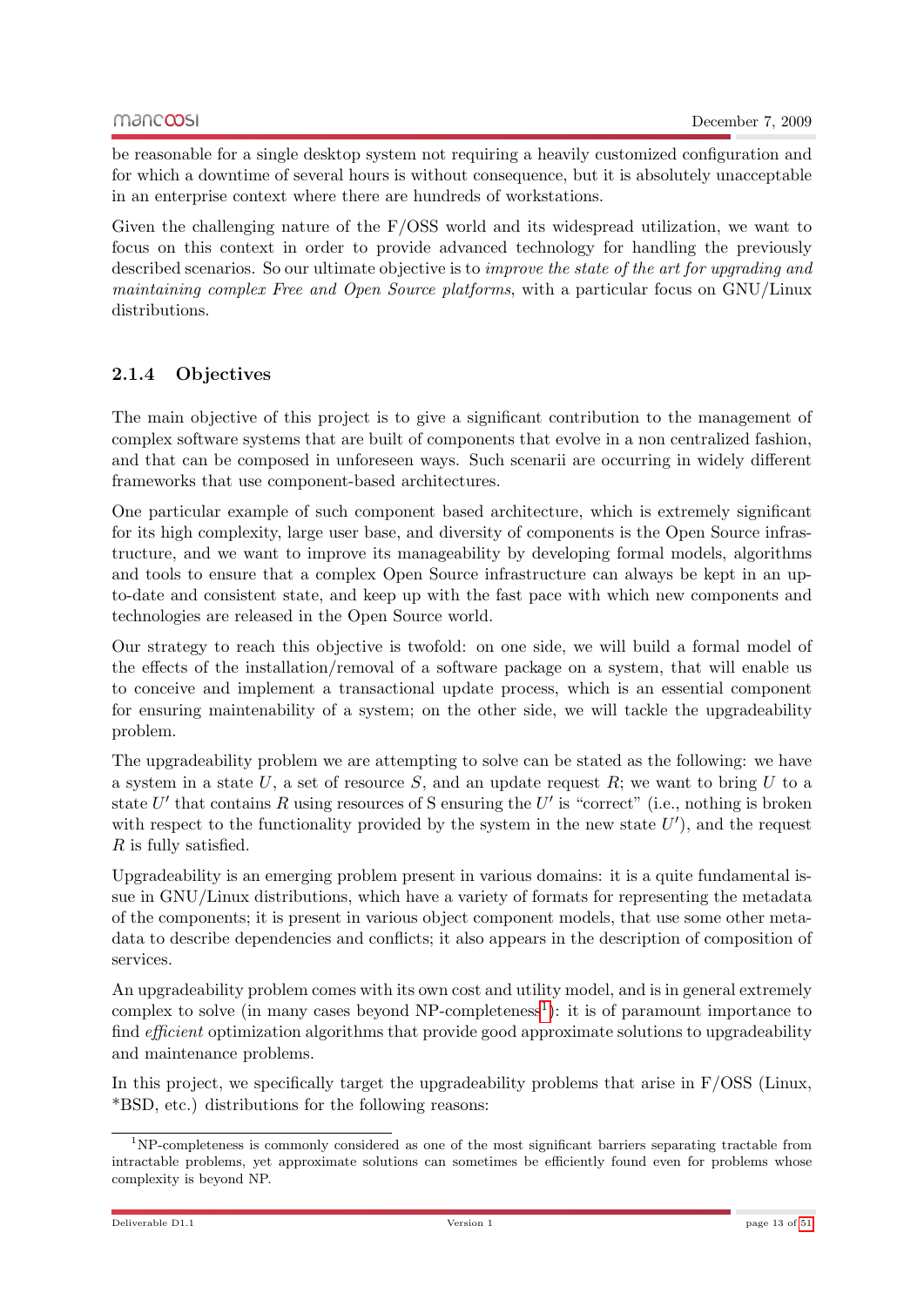be reasonable for a single desktop system not requiring a heavily customized configuration and for which a downtime of several hours is without consequence, but it is absolutely unacceptable in an enterprise context where there are hundreds of workstations.

Given the challenging nature of the F/OSS world and its widespread utilization, we want to focus on this context in order to provide advanced technology for handling the previously described scenarios. So our ultimate objective is to *improve the state of the art for upgrading and maintaining complex Free and Open Source platforms*, with a particular focus on GNU/Linux distributions.

### 2.1.4 Objectives

The main objective of this project is to give a significant contribution to the management of complex software systems that are built of components that evolve in a non centralized fashion, and that can be composed in unforeseen ways. Such scenarii are occurring in widely different frameworks that use component-based architectures.

One particular example of such component based architecture, which is extremely significant for its high complexity, large user base, and diversity of components is the Open Source infrastructure, and we want to improve its manageability by developing formal models, algorithms and tools to ensure that a complex Open Source infrastructure can always be kept in an up-to-date and consistent state, and keep up with the fast pace with which new components and technologies are released in the Open Source world.

Our strategy to reach this objective is twofold: on one side, we will build a formal model of the effects of the installation/removal of a software package on a system, that will enable us to conceive and implement a transactional update process, which is an essential component for ensuring maintenability of a system; on the other side, we will tackle the upgradeability problem.

The upgradeability problem we are attempting to solve can be stated as the following: we have a system in a state $U$, a set of resource $S$, and an update request $R$; we want to bring $U$ to a state $U'$ that contains $R$ using resources of S ensuring the $U'$ is "correct" (i.e., nothing is broken with respect to the functionality provided by the system in the new state $U'$), and the request $R$ is fully satisfied.

Upgradeability is an emerging problem present in various domains: it is a quite fundamental issue in GNU/Linux distributions, which have a variety of formats for representing the metadata of the components; it is present in various object component models, that use some other metadata to describe dependencies and conflicts; it also appears in the description of composition of services.

An upgradeability problem comes with its own cost and utility model, and is in general extremely complex to solve (in many cases beyond NP-completeness[1]): it is of paramount importance to find *efficient* optimization algorithms that provide good approximate solutions to upgradeability and maintenance problems.

In this project, we specifically target the upgradeability problems that arise in F/OSS (Linux, *BSD, etc.) distributions for the following reasons:

---

[1] NP-completeness is commonly considered as one of the most significant barriers separating tractable from intractable problems, yet approximate solutions can sometimes be efficiently found even for problems whose complexity is beyond NP.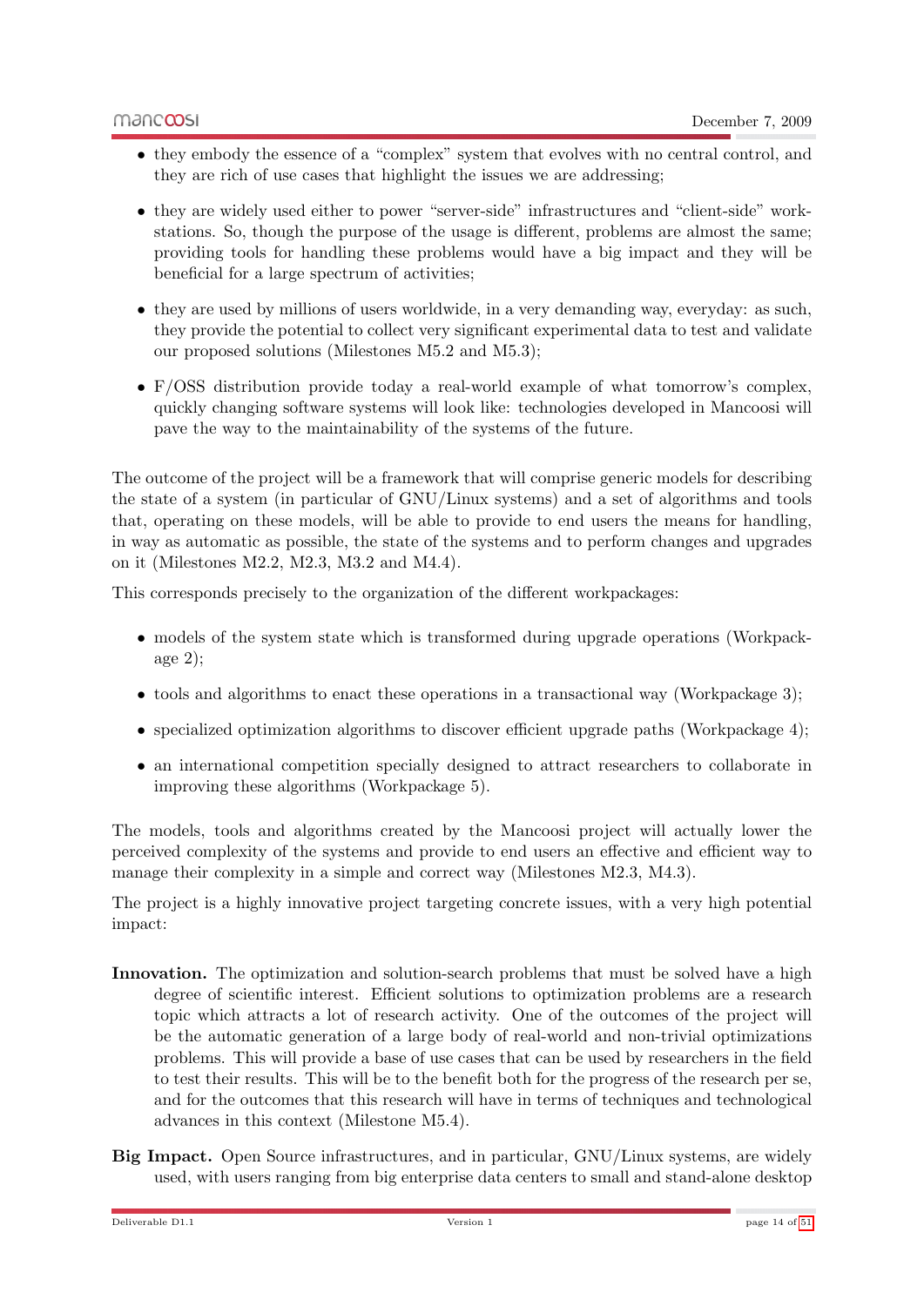- they embody the essence of a "complex" system that evolves with no central control, and they are rich of use cases that highlight the issues we are addressing;
- they are widely used either to power "server-side" infrastructures and "client-side" workstations. So, though the purpose of the usage is different, problems are almost the same; providing tools for handling these problems would have a big impact and they will be beneficial for a large spectrum of activities;
- they are used by millions of users worldwide, in a very demanding way, everyday: as such, they provide the potential to collect very significant experimental data to test and validate our proposed solutions (Milestones M5.2 and M5.3);
- F/OSS distribution provide today a real-world example of what tomorrow's complex, quickly changing software systems will look like: technologies developed in Mancoosi will pave the way to the maintainability of the systems of the future.

The outcome of the project will be a framework that will comprise generic models for describing the state of a system (in particular of GNU/Linux systems) and a set of algorithms and tools that, operating on these models, will be able to provide to end users the means for handling, in way as automatic as possible, the state of the systems and to perform changes and upgrades on it (Milestones M2.2, M2.3, M3.2 and M4.4).

This corresponds precisely to the organization of the different workpackages:

- models of the system state which is transformed during upgrade operations (Workpackage 2);
- tools and algorithms to enact these operations in a transactional way (Workpackage 3);
- specialized optimization algorithms to discover efficient upgrade paths (Workpackage 4);
- an international competition specially designed to attract researchers to collaborate in improving these algorithms (Workpackage 5).

The models, tools and algorithms created by the Mancoosi project will actually lower the perceived complexity of the systems and provide to end users an effective and efficient way to manage their complexity in a simple and correct way (Milestones M2.3, M4.3).

The project is a highly innovative project targeting concrete issues, with a very high potential impact:

**Innovation.** The optimization and solution-search problems that must be solved have a high degree of scientific interest. Efficient solutions to optimization problems are a research topic which attracts a lot of research activity. One of the outcomes of the project will be the automatic generation of a large body of real-world and non-trivial optimizations problems. This will provide a base of use cases that can be used by researchers in the field to test their results. This will be to the benefit both for the progress of the research per se, and for the outcomes that this research will have in terms of techniques and technological advances in this context (Milestone M5.4).

**Big Impact.** Open Source infrastructures, and in particular, GNU/Linux systems, are widely used, with users ranging from big enterprise data centers to small and stand-alone desktop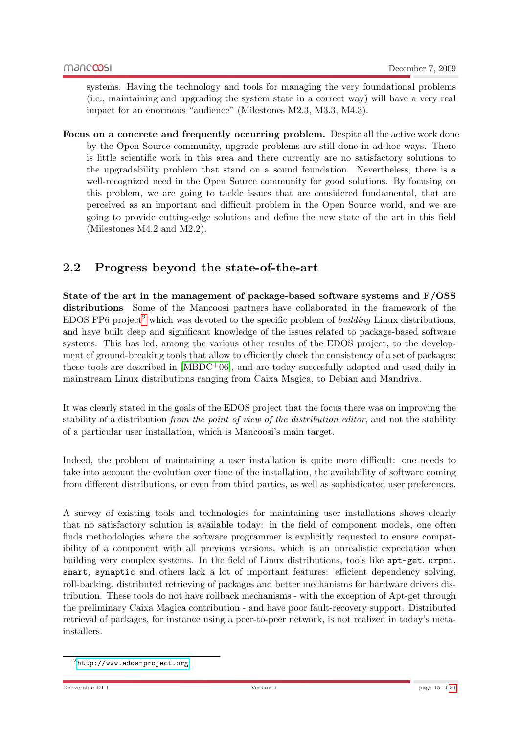systems. Having the technology and tools for managing the very foundational problems (i.e., maintaining and upgrading the system state in a correct way) will have a very real impact for an enormous "audience" (Milestones M2.3, M3.3, M4.3).

**Focus on a concrete and frequently occurring problem.** Despite all the active work done by the Open Source community, upgrade problems are still done in ad-hoc ways. There is little scientific work in this area and there currently are no satisfactory solutions to the upgradability problem that stand on a sound foundation. Nevertheless, there is a well-recognized need in the Open Source community for good solutions. By focusing on this problem, we are going to tackle issues that are considered fundamental, that are perceived as an important and difficult problem in the Open Source world, and we are going to provide cutting-edge solutions and define the new state of the art in this field (Milestones M4.2 and M2.2).

## 2.2 Progress beyond the state-of-the-art

**State of the art in the management of package-based software systems and F/OSS distributions** Some of the Mancoosi partners have collaborated in the framework of the EDOS FP6 project[2] which was devoted to the specific problem of *building* Linux distributions, and have built deep and significant knowledge of the issues related to package-based software systems. This has led, among the various other results of the EDOS project, to the development of ground-breaking tools that allow to efficiently check the consistency of a set of packages: these tools are described in [MBDC+06], and are today succesfully adopted and used daily in mainstream Linux distributions ranging from Caixa Magica, to Debian and Mandriva.

It was clearly stated in the goals of the EDOS project that the focus there was on improving the stability of a distribution *from the point of view of the distribution editor*, and not the stability of a particular user installation, which is Mancoosi's main target.

Indeed, the problem of maintaining a user installation is quite more difficult: one needs to take into account the evolution over time of the installation, the availability of software coming from different distributions, or even from third parties, as well as sophisticated user preferences.

A survey of existing tools and technologies for maintaining user installations shows clearly that no satisfactory solution is available today: in the field of component models, one often finds methodologies where the software programmer is explicitly requested to ensure compatibility of a component with all previous versions, which is an unrealistic expectation when building very complex systems. In the field of Linux distributions, tools like `apt-get`, `urpmi`, `smart`, `synaptic` and others lack a lot of important features: efficient dependency solving, roll-backing, distributed retrieving of packages and better mechanisms for hardware drivers distribution. These tools do not have rollback mechanisms - with the exception of Apt-get through the preliminary Caixa Magica contribution - and have poor fault-recovery support. Distributed retrieval of packages, for instance using a peer-to-peer network, is not realized in today's meta-installers.

[2] http://www.edos-project.org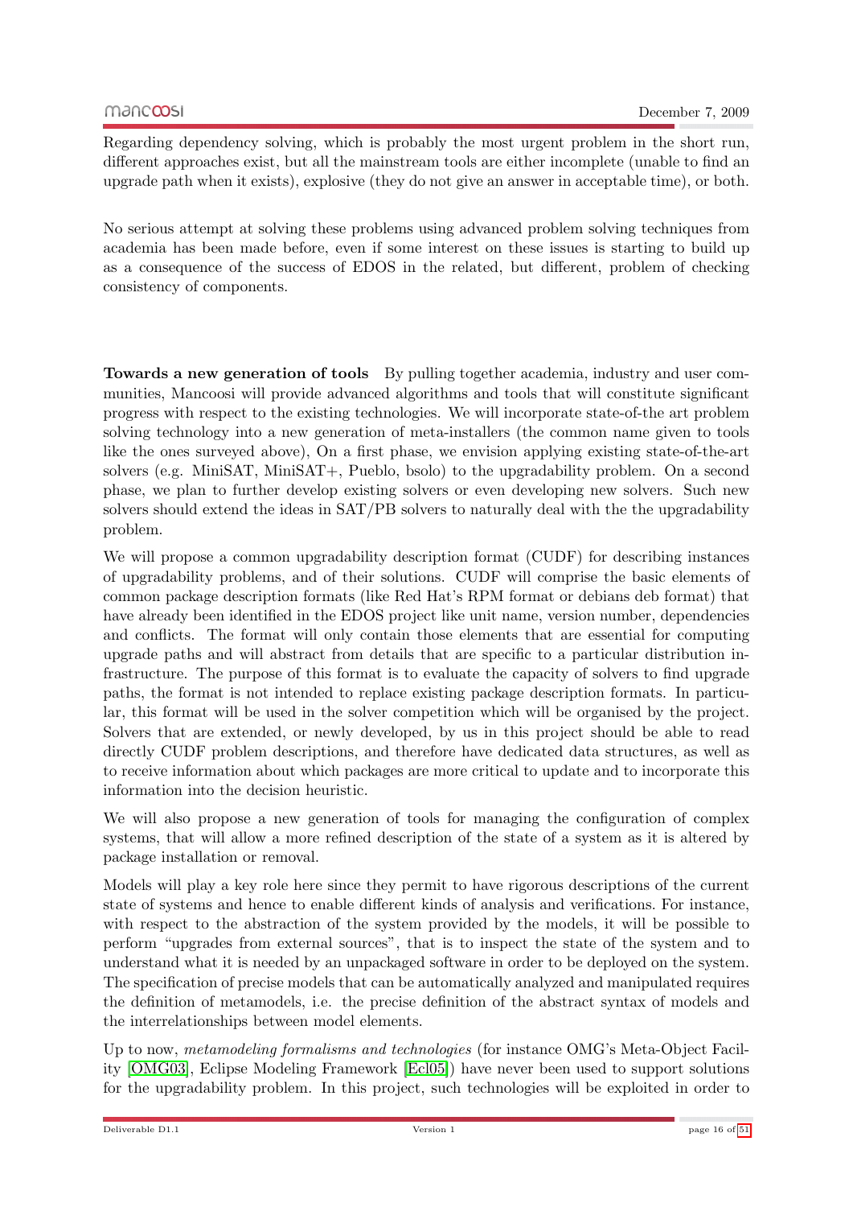Regarding dependency solving, which is probably the most urgent problem in the short run, different approaches exist, but all the mainstream tools are either incomplete (unable to find an upgrade path when it exists), explosive (they do not give an answer in acceptable time), or both.

No serious attempt at solving these problems using advanced problem solving techniques from academia has been made before, even if some interest on these issues is starting to build up as a consequence of the success of EDOS in the related, but different, problem of checking consistency of components.

**Towards a new generation of tools** By pulling together academia, industry and user communities, Mancoosi will provide advanced algorithms and tools that will constitute significant progress with respect to the existing technologies. We will incorporate state-of-the art problem solving technology into a new generation of meta-installers (the common name given to tools like the ones surveyed above), On a first phase, we envision applying existing state-of-the-art solvers (e.g. MiniSAT, MiniSAT+, Pueblo, bsolo) to the upgradability problem. On a second phase, we plan to further develop existing solvers or even developing new solvers. Such new solvers should extend the ideas in SAT/PB solvers to naturally deal with the the upgradability problem.

We will propose a common upgradability description format (CUDF) for describing instances of upgradability problems, and of their solutions. CUDF will comprise the basic elements of common package description formats (like Red Hat's RPM format or debians deb format) that have already been identified in the EDOS project like unit name, version number, dependencies and conflicts. The format will only contain those elements that are essential for computing upgrade paths and will abstract from details that are specific to a particular distribution infrastructure. The purpose of this format is to evaluate the capacity of solvers to find upgrade paths, the format is not intended to replace existing package description formats. In particular, this format will be used in the solver competition which will be organised by the project. Solvers that are extended, or newly developed, by us in this project should be able to read directly CUDF problem descriptions, and therefore have dedicated data structures, as well as to receive information about which packages are more critical to update and to incorporate this information into the decision heuristic.

We will also propose a new generation of tools for managing the configuration of complex systems, that will allow a more refined description of the state of a system as it is altered by package installation or removal.

Models will play a key role here since they permit to have rigorous descriptions of the current state of systems and hence to enable different kinds of analysis and verifications. For instance, with respect to the abstraction of the system provided by the models, it will be possible to perform "upgrades from external sources", that is to inspect the state of the system and to understand what it is needed by an unpackaged software in order to be deployed on the system. The specification of precise models that can be automatically analyzed and manipulated requires the definition of metamodels, i.e. the precise definition of the abstract syntax of models and the interrelationships between model elements.

Up to now, *metamodeling formalisms and technologies* (for instance OMG's Meta-Object Facility [OMG03], Eclipse Modeling Framework [Ecl05]) have never been used to support solutions for the upgradability problem. In this project, such technologies will be exploited in order to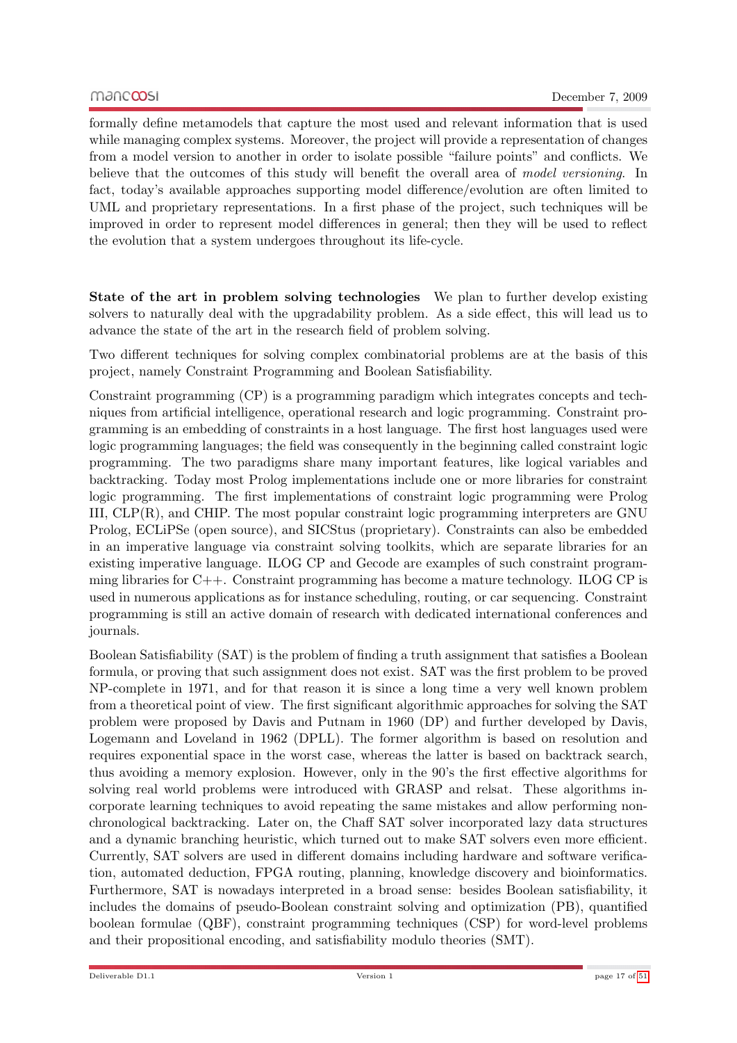formally define metamodels that capture the most used and relevant information that is used while managing complex systems. Moreover, the project will provide a representation of changes from a model version to another in order to isolate possible "failure points" and conflicts. We believe that the outcomes of this study will benefit the overall area of *model versioning*. In fact, today's available approaches supporting model difference/evolution are often limited to UML and proprietary representations. In a first phase of the project, such techniques will be improved in order to represent model differences in general; then they will be used to reflect the evolution that a system undergoes throughout its life-cycle.

**State of the art in problem solving technologies** We plan to further develop existing solvers to naturally deal with the upgradability problem. As a side effect, this will lead us to advance the state of the art in the research field of problem solving.

Two different techniques for solving complex combinatorial problems are at the basis of this project, namely Constraint Programming and Boolean Satisfiability.

Constraint programming (CP) is a programming paradigm which integrates concepts and techniques from artificial intelligence, operational research and logic programming. Constraint programming is an embedding of constraints in a host language. The first host languages used were logic programming languages; the field was consequently in the beginning called constraint logic programming. The two paradigms share many important features, like logical variables and backtracking. Today most Prolog implementations include one or more libraries for constraint logic programming. The first implementations of constraint logic programming were Prolog III, CLP(R), and CHIP. The most popular constraint logic programming interpreters are GNU Prolog, ECLiPSe (open source), and SICStus (proprietary). Constraints can also be embedded in an imperative language via constraint solving toolkits, which are separate libraries for an existing imperative language. ILOG CP and Gecode are examples of such constraint programming libraries for C++. Constraint programming has become a mature technology. ILOG CP is used in numerous applications as for instance scheduling, routing, or car sequencing. Constraint programming is still an active domain of research with dedicated international conferences and journals.

Boolean Satisfiability (SAT) is the problem of finding a truth assignment that satisfies a Boolean formula, or proving that such assignment does not exist. SAT was the first problem to be proved NP-complete in 1971, and for that reason it is since a long time a very well known problem from a theoretical point of view. The first significant algorithmic approaches for solving the SAT problem were proposed by Davis and Putnam in 1960 (DP) and further developed by Davis, Logemann and Loveland in 1962 (DPLL). The former algorithm is based on resolution and requires exponential space in the worst case, whereas the latter is based on backtrack search, thus avoiding a memory explosion. However, only in the 90's the first effective algorithms for solving real world problems were introduced with GRASP and relsat. These algorithms incorporate learning techniques to avoid repeating the same mistakes and allow performing non-chronological backtracking. Later on, the Chaff SAT solver incorporated lazy data structures and a dynamic branching heuristic, which turned out to make SAT solvers even more efficient. Currently, SAT solvers are used in different domains including hardware and software verification, automated deduction, FPGA routing, planning, knowledge discovery and bioinformatics. Furthermore, SAT is nowadays interpreted in a broad sense: besides Boolean satisfiability, it includes the domains of pseudo-Boolean constraint solving and optimization (PB), quantified boolean formulae (QBF), constraint programming techniques (CSP) for word-level problems and their propositional encoding, and satisfiability modulo theories (SMT).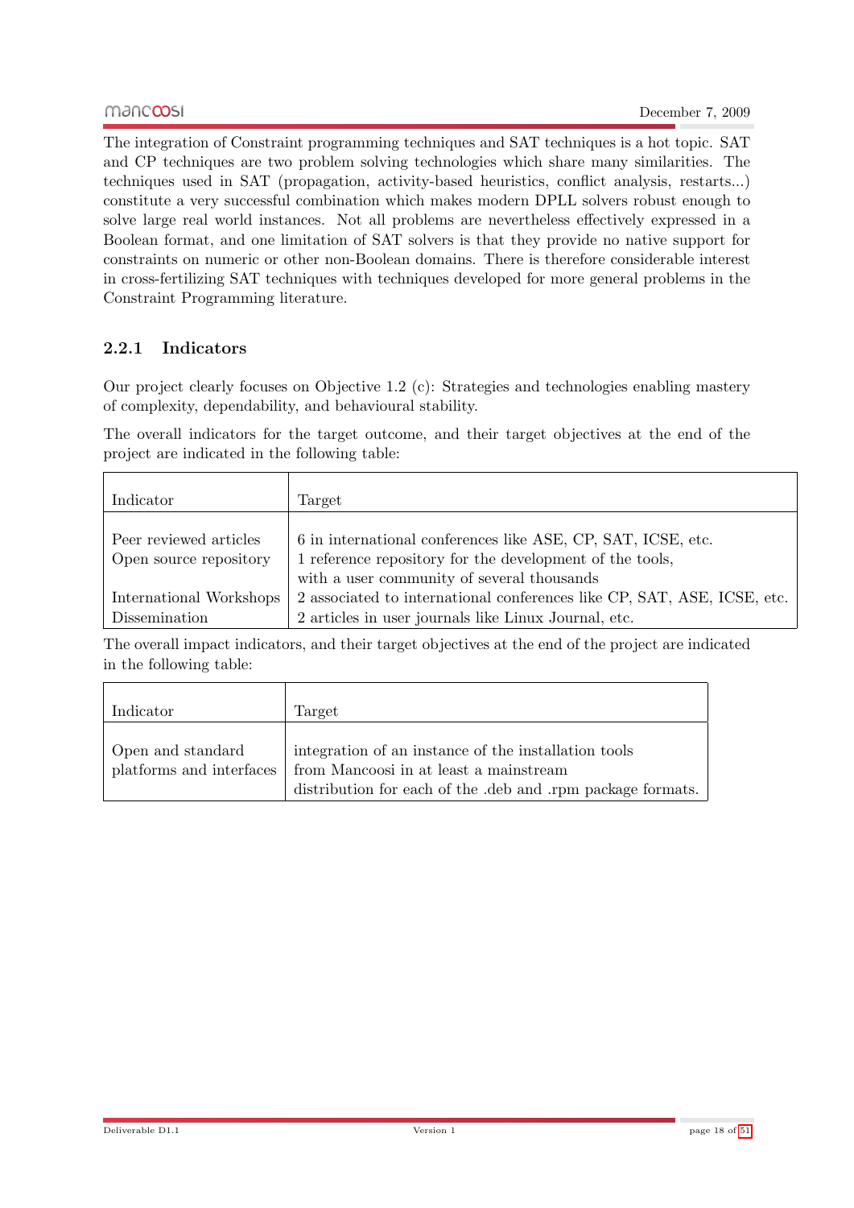The integration of Constraint programming techniques and SAT techniques is a hot topic. SAT and CP techniques are two problem solving technologies which share many similarities. The techniques used in SAT (propagation, activity-based heuristics, conflict analysis, restarts...) constitute a very successful combination which makes modern DPLL solvers robust enough to solve large real world instances. Not all problems are nevertheless effectively expressed in a Boolean format, and one limitation of SAT solvers is that they provide no native support for constraints on numeric or other non-Boolean domains. There is therefore considerable interest in cross-fertilizing SAT techniques with techniques developed for more general problems in the Constraint Programming literature.

### 2.2.1 Indicators

Our project clearly focuses on Objective 1.2 (c): Strategies and technologies enabling mastery of complexity, dependability, and behavioural stability.

The overall indicators for the target outcome, and their target objectives at the end of the project are indicated in the following table:

| Indicator | Target |
|---|---|
| Peer reviewed articles | 6 in international conferences like ASE, CP, SAT, ICSE, etc. |
| Open source repository | 1 reference repository for the development of the tools, with a user community of several thousands |
| International Workshops | 2 associated to international conferences like CP, SAT, ASE, ICSE, etc. |
| Dissemination | 2 articles in user journals like Linux Journal, etc. |

The overall impact indicators, and their target objectives at the end of the project are indicated in the following table:

| Indicator | Target |
|---|---|
| Open and standard platforms and interfaces | integration of an instance of the installation tools from Mancoosi in at least a mainstream distribution for each of the .deb and .rpm package formats. |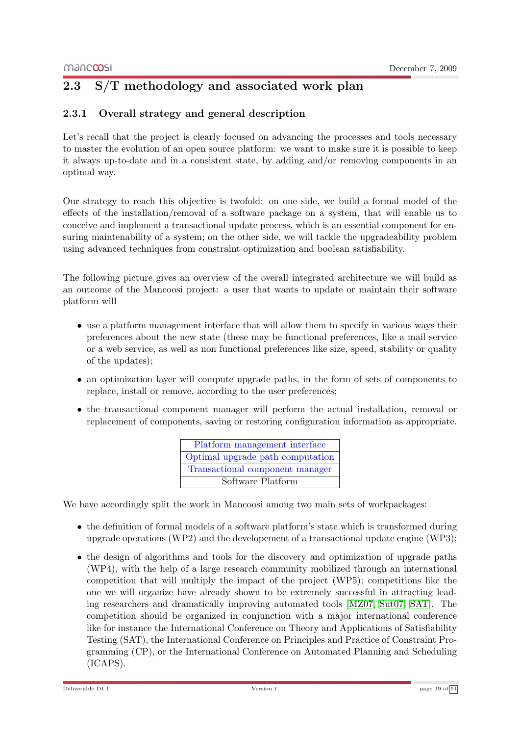## 2.3 S/T methodology and associated work plan

### 2.3.1 Overall strategy and general description

Let's recall that the project is clearly focused on advancing the processes and tools necessary to master the evolution of an open source platform: we want to make sure it is possible to keep it always up-to-date and in a consistent state, by adding and/or removing components in an optimal way.

Our strategy to reach this objective is twofold: on one side, we build a formal model of the effects of the installation/removal of a software package on a system, that will enable us to conceive and implement a transactional update process, which is an essential component for ensuring maintenability of a system; on the other side, we will tackle the upgradeability problem using advanced techniques from constraint optimization and boolean satisfiability.

The following picture gives an overview of the overall integrated architecture we will build as an outcome of the Mancoosi project: a user that wants to update or maintain their software platform will

- use a platform management interface that will allow them to specify in various ways their preferences about the new state (these may be functional preferences, like a mail service or a web service, as well as non functional preferences like size, speed, stability or quality of the updates);
- an optimization layer will compute upgrade paths, in the form of sets of components to replace, install or remove, according to the user preferences;
- the transactional component manager will perform the actual installation, removal or replacement of components, saving or restoring configuration information as appropriate.

| Platform management interface |
|---|
| Optimal upgrade path computation |
| Transactional component manager |
| Software Platform |

We have accordingly split the work in Mancoosi among two main sets of workpackages:

- the definition of formal models of a software platform's state which is transformed during upgrade operations (WP2) and the developement of a transactional update engine (WP3);
- the design of algorithms and tools for the discovery and optimization of upgrade paths (WP4), with the help of a large research community mobilized through an international competition that will multiply the impact of the project (WP5); competitions like the one we will organize have already shown to be extremely successful in attracting leading researchers and dramatically improving automated tools [MZ07, Sut07, SAT]. The competition should be organized in conjunction with a major international conference like for instance the International Conference on Theory and Applications of Satisfiability Testing (SAT), the International Conference on Principles and Practice of Constraint Programming (CP), or the International Conference on Automated Planning and Scheduling (ICAPS).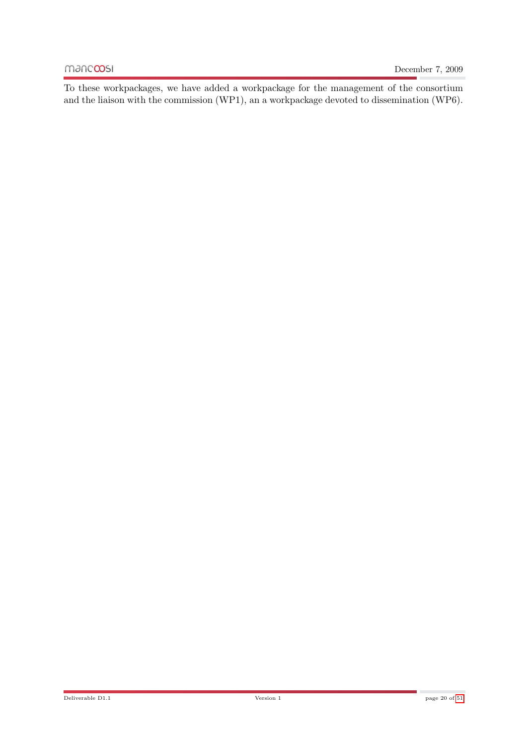To these workpackages, we have added a workpackage for the management of the consortium and the liaison with the commission (WP1), an a workpackage devoted to dissemination (WP6).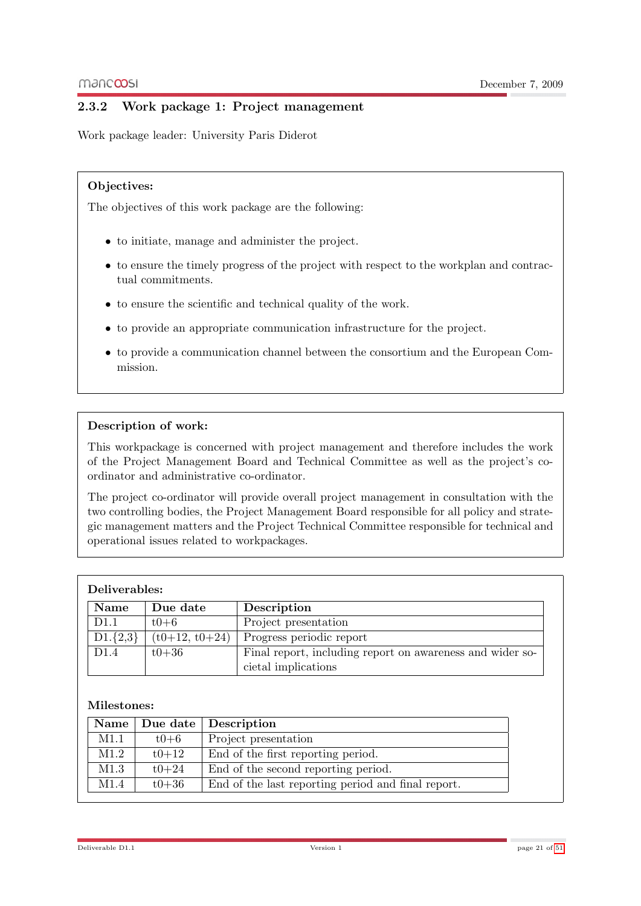### 2.3.2 Work package 1: Project management

Work package leader: University Paris Diderot

**Objectives:**

The objectives of this work package are the following:

- to initiate, manage and administer the project.
- to ensure the timely progress of the project with respect to the workplan and contractual commitments.
- to ensure the scientific and technical quality of the work.
- to provide an appropriate communication infrastructure for the project.
- to provide a communication channel between the consortium and the European Commission.

**Description of work:**

This workpackage is concerned with project management and therefore includes the work of the Project Management Board and Technical Committee as well as the project's co-ordinator and administrative co-ordinator.

The project co-ordinator will provide overall project management in consultation with the two controlling bodies, the Project Management Board responsible for all policy and strategic management matters and the Project Technical Committee responsible for technical and operational issues related to workpackages.

**Deliverables:**

| Name | Due date | Description |
|---|---|---|
| D1.1 | t0+6 | Project presentation |
| D1.{2,3} | (t0+12, t0+24) | Progress periodic report |
| D1.4 | t0+36 | Final report, including report on awareness and wider societal implications |

**Milestones:**

| Name | Due date | Description |
|---|---|---|
| M1.1 | t0+6 | Project presentation |
| M1.2 | t0+12 | End of the first reporting period. |
| M1.3 | t0+24 | End of the second reporting period. |
| M1.4 | t0+36 | End of the last reporting period and final report. |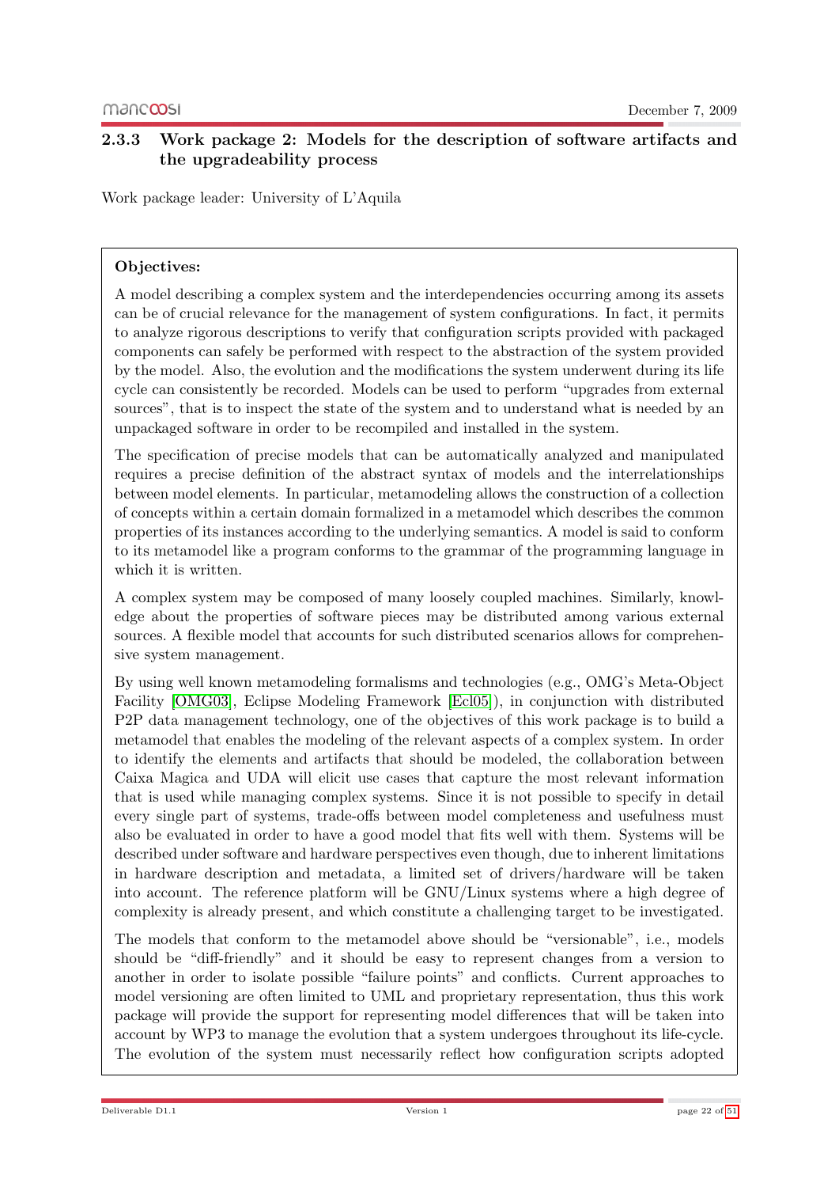### 2.3.3 Work package 2: Models for the description of software artifacts and the upgradeability process

Work package leader: University of L'Aquila

**Objectives:**

A model describing a complex system and the interdependencies occurring among its assets can be of crucial relevance for the management of system configurations. In fact, it permits to analyze rigorous descriptions to verify that configuration scripts provided with packaged components can safely be performed with respect to the abstraction of the system provided by the model. Also, the evolution and the modifications the system underwent during its life cycle can consistently be recorded. Models can be used to perform "upgrades from external sources", that is to inspect the state of the system and to understand what is needed by an unpackaged software in order to be recompiled and installed in the system.

The specification of precise models that can be automatically analyzed and manipulated requires a precise definition of the abstract syntax of models and the interrelationships between model elements. In particular, metamodeling allows the construction of a collection of concepts within a certain domain formalized in a metamodel which describes the common properties of its instances according to the underlying semantics. A model is said to conform to its metamodel like a program conforms to the grammar of the programming language in which it is written.

A complex system may be composed of many loosely coupled machines. Similarly, knowledge about the properties of software pieces may be distributed among various external sources. A flexible model that accounts for such distributed scenarios allows for comprehensive system management.

By using well known metamodeling formalisms and technologies (e.g., OMG's Meta-Object Facility [OMG03], Eclipse Modeling Framework [Ecl05]), in conjunction with distributed P2P data management technology, one of the objectives of this work package is to build a metamodel that enables the modeling of the relevant aspects of a complex system. In order to identify the elements and artifacts that should be modeled, the collaboration between Caixa Magica and UDA will elicit use cases that capture the most relevant information that is used while managing complex systems. Since it is not possible to specify in detail every single part of systems, trade-offs between model completeness and usefulness must also be evaluated in order to have a good model that fits well with them. Systems will be described under software and hardware perspectives even though, due to inherent limitations in hardware description and metadata, a limited set of drivers/hardware will be taken into account. The reference platform will be GNU/Linux systems where a high degree of complexity is already present, and which constitute a challenging target to be investigated.

The models that conform to the metamodel above should be "versionable", i.e., models should be "diff-friendly" and it should be easy to represent changes from a version to another in order to isolate possible "failure points" and conflicts. Current approaches to model versioning are often limited to UML and proprietary representation, thus this work package will provide the support for representing model differences that will be taken into account by WP3 to manage the evolution that a system undergoes throughout its life-cycle. The evolution of the system must necessarily reflect how configuration scripts adopted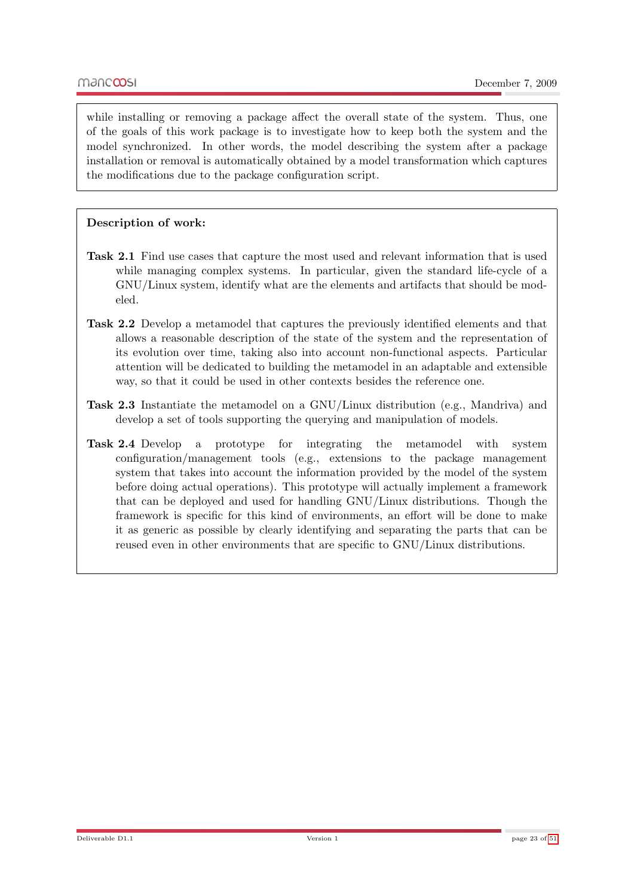while installing or removing a package affect the overall state of the system. Thus, one of the goals of this work package is to investigate how to keep both the system and the model synchronized. In other words, the model describing the system after a package installation or removal is automatically obtained by a model transformation which captures the modifications due to the package configuration script.

**Description of work:**

**Task 2.1** Find use cases that capture the most used and relevant information that is used while managing complex systems. In particular, given the standard life-cycle of a GNU/Linux system, identify what are the elements and artifacts that should be modeled.

**Task 2.2** Develop a metamodel that captures the previously identified elements and that allows a reasonable description of the state of the system and the representation of its evolution over time, taking also into account non-functional aspects. Particular attention will be dedicated to building the metamodel in an adaptable and extensible way, so that it could be used in other contexts besides the reference one.

**Task 2.3** Instantiate the metamodel on a GNU/Linux distribution (e.g., Mandriva) and develop a set of tools supporting the querying and manipulation of models.

**Task 2.4** Develop a prototype for integrating the metamodel with system configuration/management tools (e.g., extensions to the package management system that takes into account the information provided by the model of the system before doing actual operations). This prototype will actually implement a framework that can be deployed and used for handling GNU/Linux distributions. Though the framework is specific for this kind of environments, an effort will be done to make it as generic as possible by clearly identifying and separating the parts that can be reused even in other environments that are specific to GNU/Linux distributions.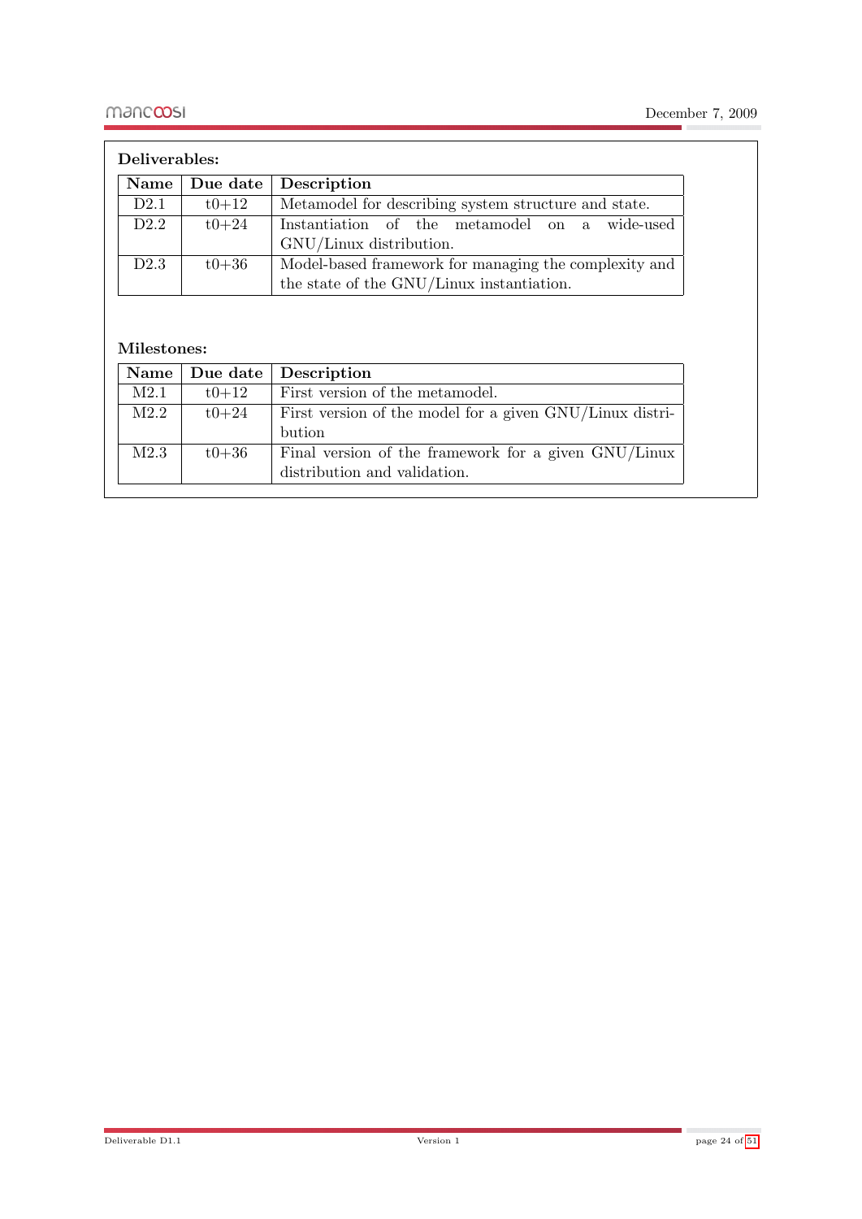**Deliverables:**

| Name | Due date | Description |
|---|---|---|
| D2.1 | t0+12 | Metamodel for describing system structure and state. |
| D2.2 | t0+24 | Instantiation of the metamodel on a wide-used GNU/Linux distribution. |
| D2.3 | t0+36 | Model-based framework for managing the complexity and the state of the GNU/Linux instantiation. |

**Milestones:**

| Name | Due date | Description |
|---|---|---|
| M2.1 | t0+12 | First version of the metamodel. |
| M2.2 | t0+24 | First version of the model for a given GNU/Linux distribution |
| M2.3 | t0+36 | Final version of the framework for a given GNU/Linux distribution and validation. |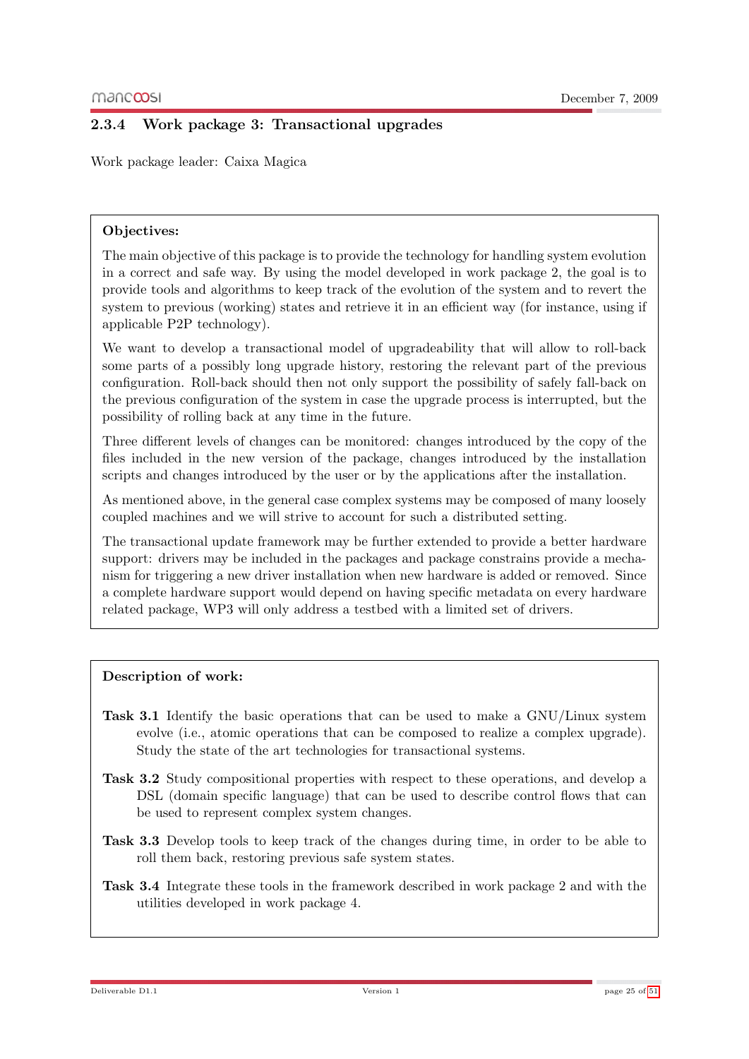### 2.3.4 Work package 3: Transactional upgrades

Work package leader: Caixa Magica

**Objectives:**

The main objective of this package is to provide the technology for handling system evolution in a correct and safe way. By using the model developed in work package 2, the goal is to provide tools and algorithms to keep track of the evolution of the system and to revert the system to previous (working) states and retrieve it in an efficient way (for instance, using if applicable P2P technology).

We want to develop a transactional model of upgradeability that will allow to roll-back some parts of a possibly long upgrade history, restoring the relevant part of the previous configuration. Roll-back should then not only support the possibility of safely fall-back on the previous configuration of the system in case the upgrade process is interrupted, but the possibility of rolling back at any time in the future.

Three different levels of changes can be monitored: changes introduced by the copy of the files included in the new version of the package, changes introduced by the installation scripts and changes introduced by the user or by the applications after the installation.

As mentioned above, in the general case complex systems may be composed of many loosely coupled machines and we will strive to account for such a distributed setting.

The transactional update framework may be further extended to provide a better hardware support: drivers may be included in the packages and package constrains provide a mechanism for triggering a new driver installation when new hardware is added or removed. Since a complete hardware support would depend on having specific metadata on every hardware related package, WP3 will only address a testbed with a limited set of drivers.

**Description of work:**

**Task 3.1** Identify the basic operations that can be used to make a GNU/Linux system evolve (i.e., atomic operations that can be composed to realize a complex upgrade). Study the state of the art technologies for transactional systems.

**Task 3.2** Study compositional properties with respect to these operations, and develop a DSL (domain specific language) that can be used to describe control flows that can be used to represent complex system changes.

**Task 3.3** Develop tools to keep track of the changes during time, in order to be able to roll them back, restoring previous safe system states.

**Task 3.4** Integrate these tools in the framework described in work package 2 and with the utilities developed in work package 4.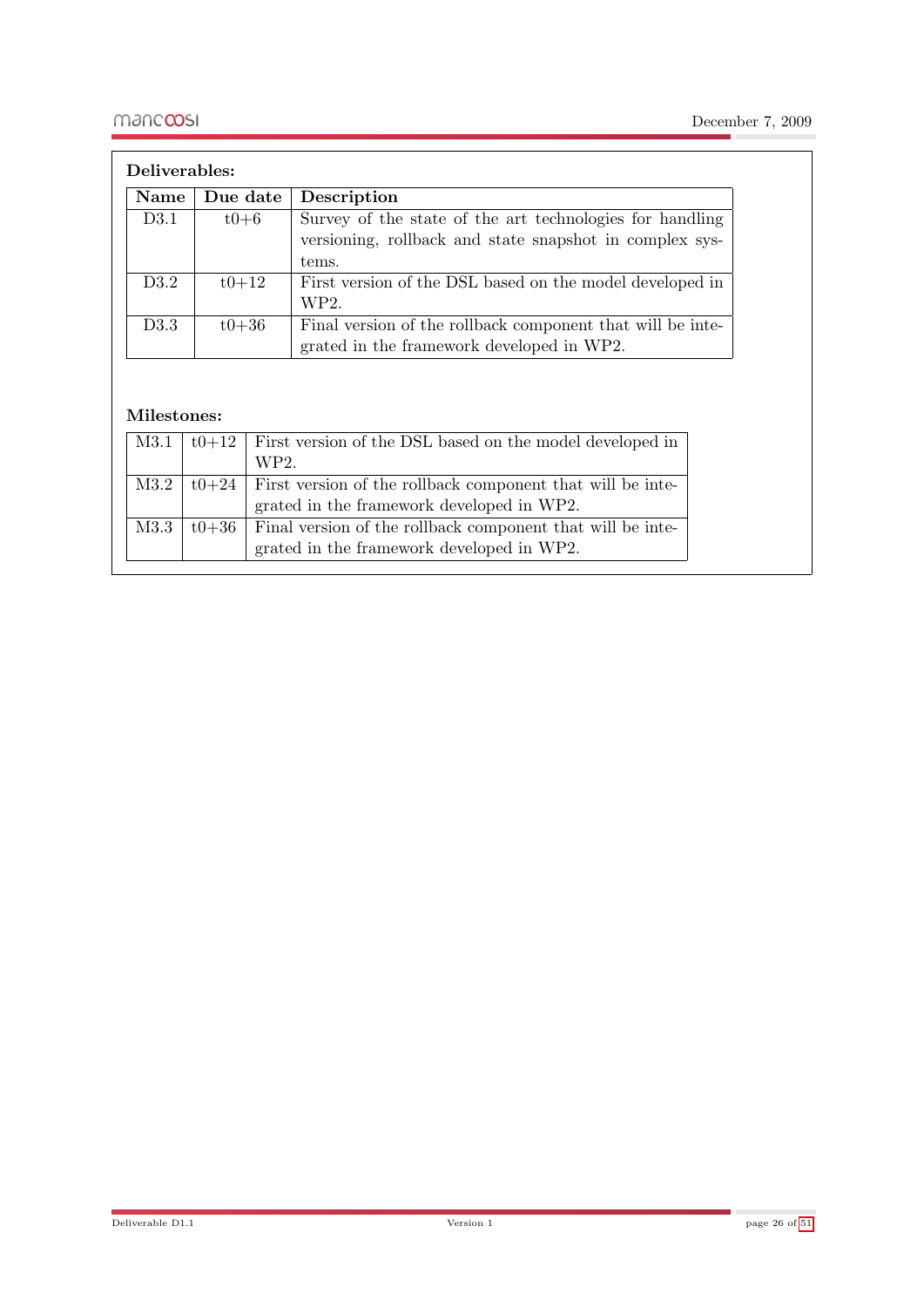**Deliverables:**

| Name | Due date | Description |
|---|---|---|
| D3.1 | t0+6 | Survey of the state of the art technologies for handling versioning, rollback and state snapshot in complex systems. |
| D3.2 | t0+12 | First version of the DSL based on the model developed in WP2. |
| D3.3 | t0+36 | Final version of the rollback component that will be integrated in the framework developed in WP2. |

**Milestones:**

| | | |
|---|---|---|
| M3.1 | t0+12 | First version of the DSL based on the model developed in WP2. |
| M3.2 | t0+24 | First version of the rollback component that will be integrated in the framework developed in WP2. |
| M3.3 | t0+36 | Final version of the rollback component that will be integrated in the framework developed in WP2. |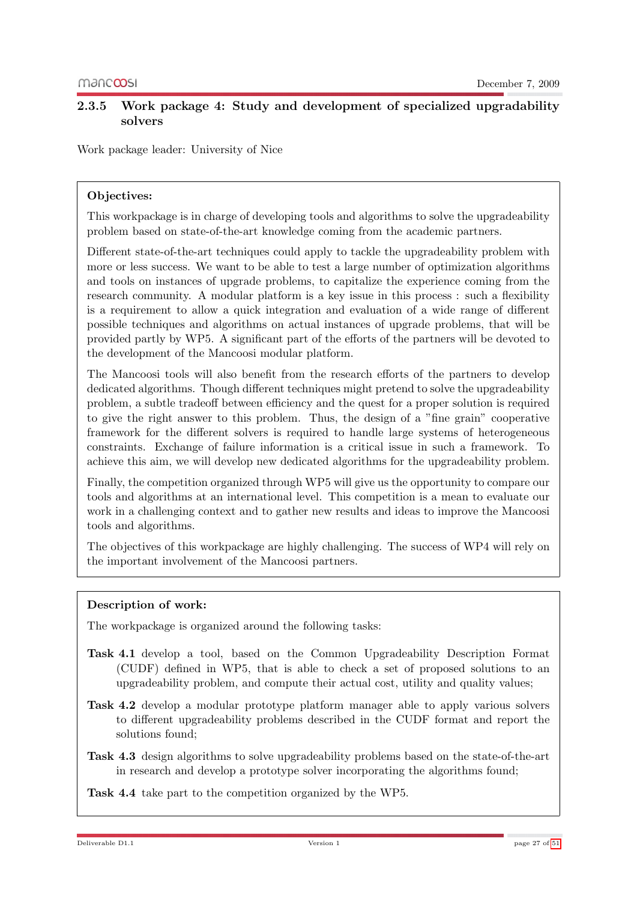### 2.3.5 Work package 4: Study and development of specialized upgradability solvers

Work package leader: University of Nice

**Objectives:**

This workpackage is in charge of developing tools and algorithms to solve the upgradeability problem based on state-of-the-art knowledge coming from the academic partners.

Different state-of-the-art techniques could apply to tackle the upgradeability problem with more or less success. We want to be able to test a large number of optimization algorithms and tools on instances of upgrade problems, to capitalize the experience coming from the research community. A modular platform is a key issue in this process : such a flexibility is a requirement to allow a quick integration and evaluation of a wide range of different possible techniques and algorithms on actual instances of upgrade problems, that will be provided partly by WP5. A significant part of the efforts of the partners will be devoted to the development of the Mancoosi modular platform.

The Mancoosi tools will also benefit from the research efforts of the partners to develop dedicated algorithms. Though different techniques might pretend to solve the upgradeability problem, a subtle tradeoff between efficiency and the quest for a proper solution is required to give the right answer to this problem. Thus, the design of a "fine grain" cooperative framework for the different solvers is required to handle large systems of heterogeneous constraints. Exchange of failure information is a critical issue in such a framework. To achieve this aim, we will develop new dedicated algorithms for the upgradeability problem.

Finally, the competition organized through WP5 will give us the opportunity to compare our tools and algorithms at an international level. This competition is a mean to evaluate our work in a challenging context and to gather new results and ideas to improve the Mancoosi tools and algorithms.

The objectives of this workpackage are highly challenging. The success of WP4 will rely on the important involvement of the Mancoosi partners.

**Description of work:**

The workpackage is organized around the following tasks:

**Task 4.1** develop a tool, based on the Common Upgradeability Description Format (CUDF) defined in WP5, that is able to check a set of proposed solutions to an upgradeability problem, and compute their actual cost, utility and quality values;

**Task 4.2** develop a modular prototype platform manager able to apply various solvers to different upgradeability problems described in the CUDF format and report the solutions found;

**Task 4.3** design algorithms to solve upgradeability problems based on the state-of-the-art in research and develop a prototype solver incorporating the algorithms found;

**Task 4.4** take part to the competition organized by the WP5.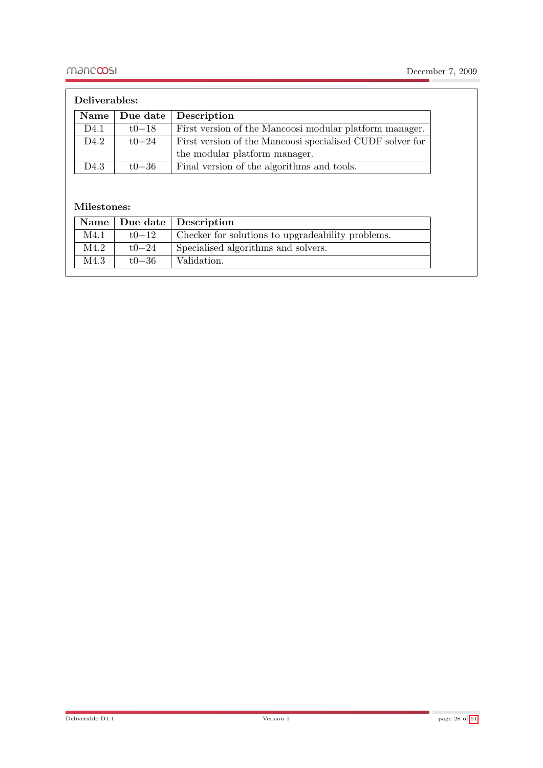**Deliverables:**

| Name | Due date | Description |
|---|---|---|
| D4.1 | t0+18 | First version of the Mancoosi modular platform manager. |
| D4.2 | t0+24 | First version of the Mancoosi specialised CUDF solver for the modular platform manager. |
| D4.3 | t0+36 | Final version of the algorithms and tools. |

**Milestones:**

| Name | Due date | Description |
|---|---|---|
| M4.1 | t0+12 | Checker for solutions to upgradeability problems. |
| M4.2 | t0+24 | Specialised algorithms and solvers. |
| M4.3 | t0+36 | Validation. |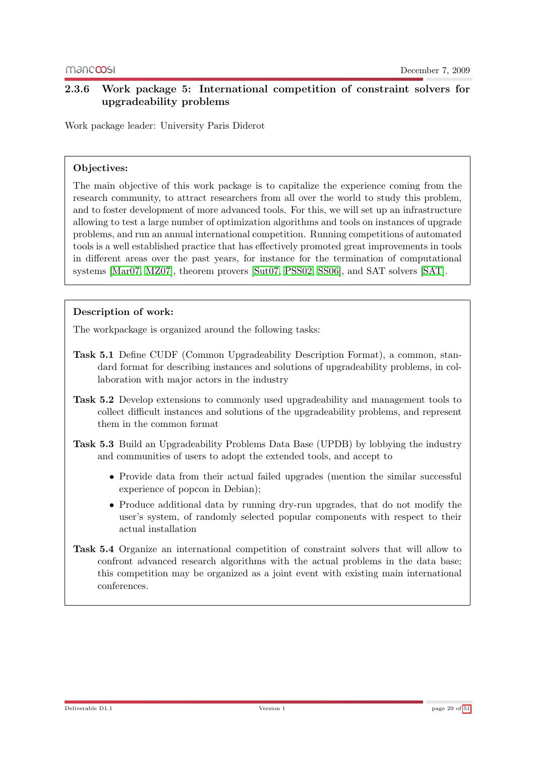### 2.3.6 Work package 5: International competition of constraint solvers for upgradeability problems

Work package leader: University Paris Diderot

**Objectives:**

The main objective of this work package is to capitalize the experience coming from the research community, to attract researchers from all over the world to study this problem, and to foster development of more advanced tools. For this, we will set up an infrastructure allowing to test a large number of optimization algorithms and tools on instances of upgrade problems, and run an annual international competition. Running competitions of automated tools is a well established practice that has effectively promoted great improvements in tools in different areas over the past years, for instance for the termination of computational systems [Mar07, MZ07], theorem provers [Sut07, PSS02, SS06], and SAT solvers [SAT].

**Description of work:**

The workpackage is organized around the following tasks:

**Task 5.1** Define CUDF (Common Upgradeability Description Format), a common, standard format for describing instances and solutions of upgradeability problems, in collaboration with major actors in the industry

**Task 5.2** Develop extensions to commonly used upgradeability and management tools to collect difficult instances and solutions of the upgradeability problems, and represent them in the common format

**Task 5.3** Build an Upgradeability Problems Data Base (UPDB) by lobbying the industry and communities of users to adopt the extended tools, and accept to

- Provide data from their actual failed upgrades (mention the similar successful experience of popcon in Debian);
- Produce additional data by running dry-run upgrades, that do not modify the user's system, of randomly selected popular components with respect to their actual installation

**Task 5.4** Organize an international competition of constraint solvers that will allow to confront advanced research algorithms with the actual problems in the data base; this competition may be organized as a joint event with existing main international conferences.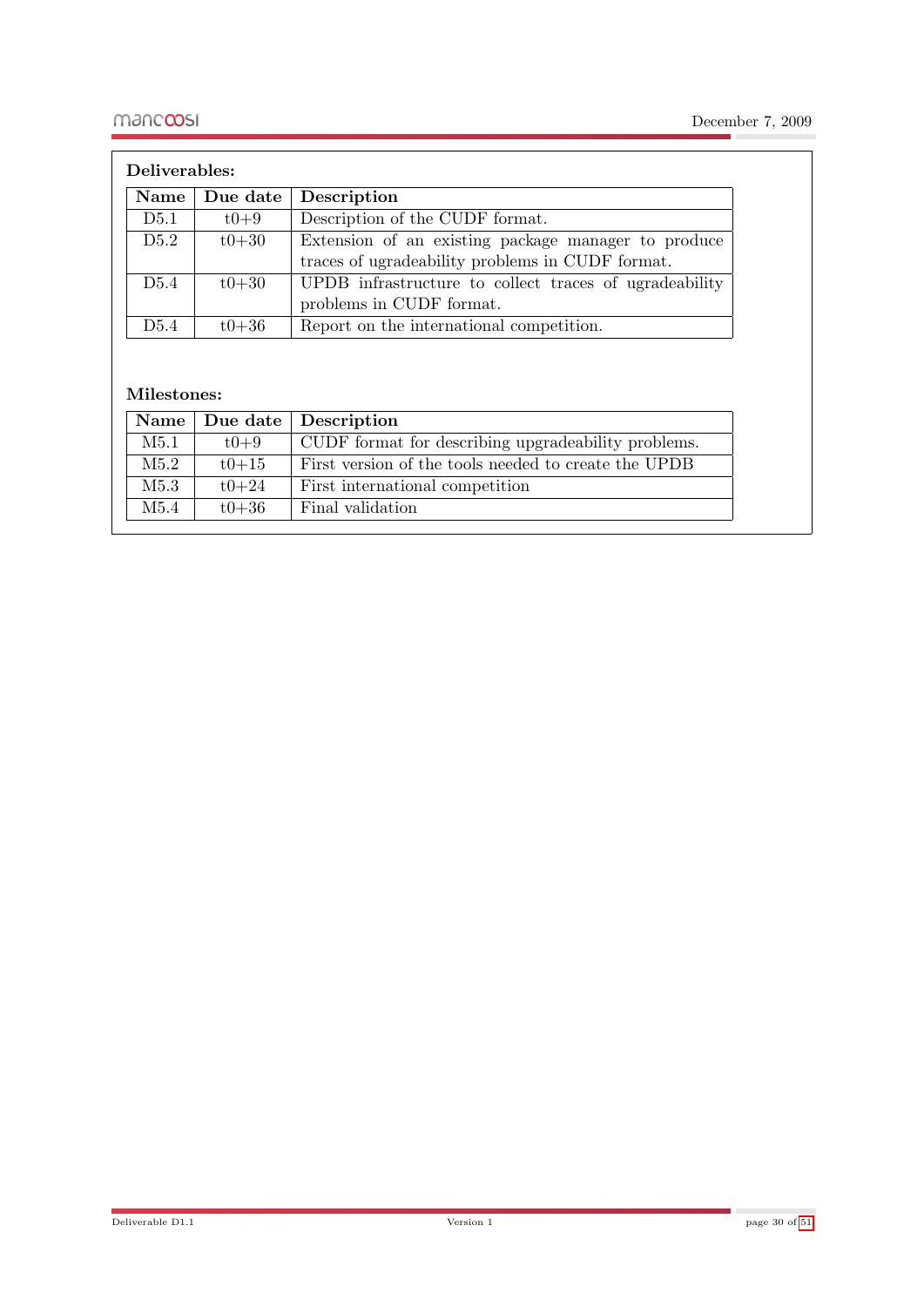**Deliverables:**

| Name | Due date | Description |
|---|---|---|
| D5.1 | t0+9 | Description of the CUDF format. |
| D5.2 | t0+30 | Extension of an existing package manager to produce traces of ugradeability problems in CUDF format. |
| D5.4 | t0+30 | UPDB infrastructure to collect traces of ugradeability problems in CUDF format. |
| D5.4 | t0+36 | Report on the international competition. |

**Milestones:**

| Name | Due date | Description |
|---|---|---|
| M5.1 | t0+9 | CUDF format for describing upgradeability problems. |
| M5.2 | t0+15 | First version of the tools needed to create the UPDB |
| M5.3 | t0+24 | First international competition |
| M5.4 | t0+36 | Final validation |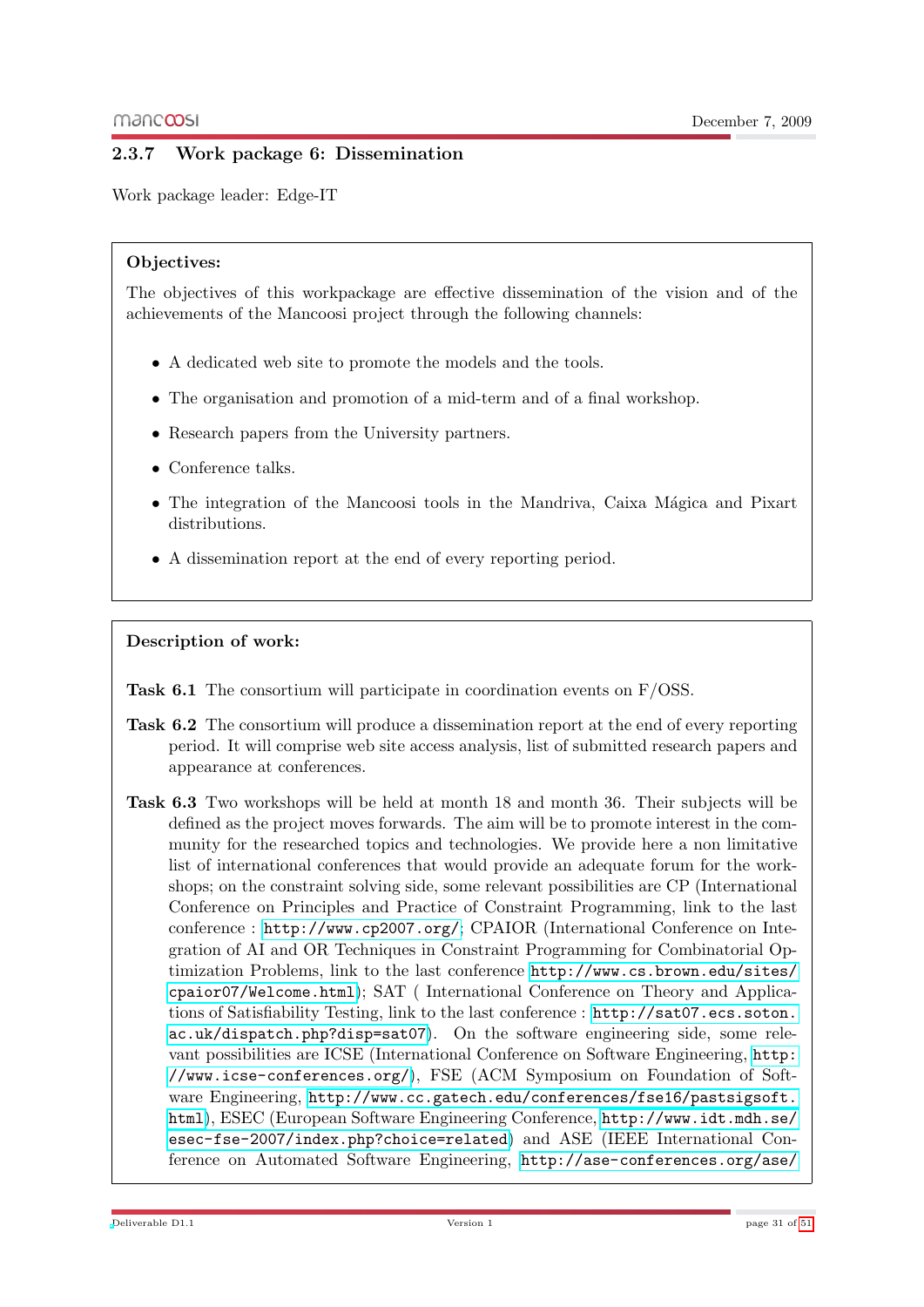### 2.3.7 Work package 6: Dissemination

Work package leader: Edge-IT

**Objectives:**

The objectives of this workpackage are effective dissemination of the vision and of the achievements of the Mancoosi project through the following channels:

- A dedicated web site to promote the models and the tools.
- The organisation and promotion of a mid-term and of a final workshop.
- Research papers from the University partners.
- Conference talks.
- The integration of the Mancoosi tools in the Mandriva, Caixa Mágica and Pixart distributions.
- A dissemination report at the end of every reporting period.

**Description of work:**

**Task 6.1** The consortium will participate in coordination events on F/OSS.

**Task 6.2** The consortium will produce a dissemination report at the end of every reporting period. It will comprise web site access analysis, list of submitted research papers and appearance at conferences.

**Task 6.3** Two workshops will be held at month 18 and month 36. Their subjects will be defined as the project moves forwards. The aim will be to promote interest in the community for the researched topics and technologies. We provide here a non limitative list of international conferences that would provide an adequate forum for the workshops; on the constraint solving side, some relevant possibilities are CP (International Conference on Principles and Practice of Constraint Programming, link to the last conference : `http://www.cp2007.org/`; CPAIOR (International Conference on Integration of AI and OR Techniques in Constraint Programming for Combinatorial Optimization Problems, link to the last conference `http://www.cs.brown.edu/sites/cpaior07/Welcome.html`); SAT ( International Conference on Theory and Applications of Satisfiability Testing, link to the last conference : `http://sat07.ecs.soton.ac.uk/dispatch.php?disp=sat07`). On the software engineering side, some relevant possibilities are ICSE (International Conference on Software Engineering, `http://www.icse-conferences.org/`), FSE (ACM Symposium on Foundation of Software Engineering, `http://www.cc.gatech.edu/conferences/fse16/pastsigsoft.html`), ESEC (European Software Engineering Conference, `http://www.idt.mdh.se/esec-fse-2007/index.php?choice=related`) and ASE (IEEE International Conference on Automated Software Engineering, `http://ase-conferences.org/ase/`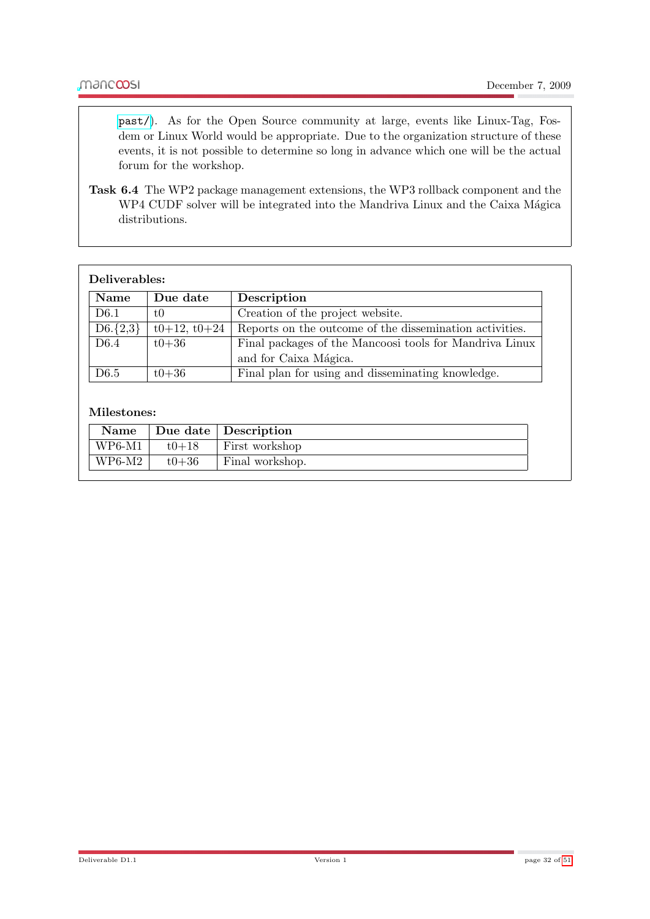past/). As for the Open Source community at large, events like Linux-Tag, Fosdem or Linux World would be appropriate. Due to the organization structure of these events, it is not possible to determine so long in advance which one will be the actual forum for the workshop.

**Task 6.4** The WP2 package management extensions, the WP3 rollback component and the WP4 CUDF solver will be integrated into the Mandriva Linux and the Caixa Mágica distributions.

**Deliverables:**

| Name | Due date | Description |
|---|---|---|
| D6.1 | t0 | Creation of the project website. |
| D6.{2,3} | t0+12, t0+24 | Reports on the outcome of the dissemination activities. |
| D6.4 | t0+36 | Final packages of the Mancoosi tools for Mandriva Linux and for Caixa Mágica. |
| D6.5 | t0+36 | Final plan for using and disseminating knowledge. |

**Milestones:**

| Name | Due date | Description |
|---|---|---|
| WP6-M1 | t0+18 | First workshop |
| WP6-M2 | t0+36 | Final workshop. |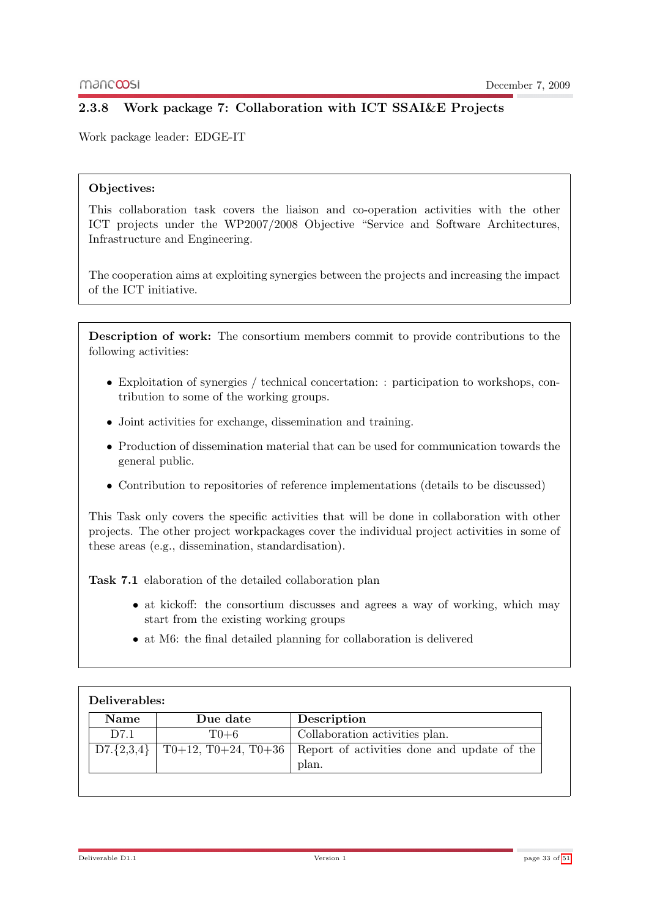### 2.3.8 Work package 7: Collaboration with ICT SSAI&E Projects

Work package leader: EDGE-IT

**Objectives:**

This collaboration task covers the liaison and co-operation activities with the other ICT projects under the WP2007/2008 Objective "Service and Software Architectures, Infrastructure and Engineering.

The cooperation aims at exploiting synergies between the projects and increasing the impact of the ICT initiative.

**Description of work:** The consortium members commit to provide contributions to the following activities:

- Exploitation of synergies / technical concertation: : participation to workshops, contribution to some of the working groups.
- Joint activities for exchange, dissemination and training.
- Production of dissemination material that can be used for communication towards the general public.
- Contribution to repositories of reference implementations (details to be discussed)

This Task only covers the specific activities that will be done in collaboration with other projects. The other project workpackages cover the individual project activities in some of these areas (e.g., dissemination, standardisation).

**Task 7.1** elaboration of the detailed collaboration plan

- at kickoff: the consortium discusses and agrees a way of working, which may start from the existing working groups
- at M6: the final detailed planning for collaboration is delivered

**Deliverables:**

| Name | Due date | Description |
|---|---|---|
| D7.1 | T0+6 | Collaboration activities plan. |
| D7.{2,3,4} | T0+12, T0+24, T0+36 | Report of activities done and update of the plan. |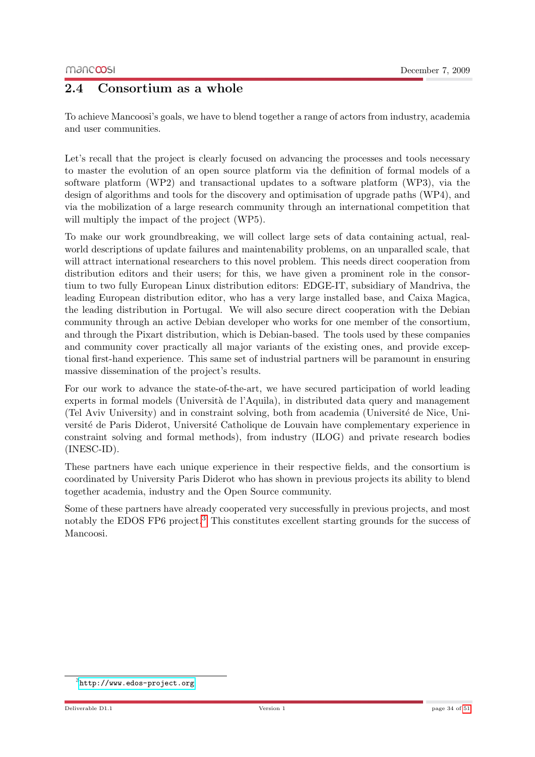## 2.4 Consortium as a whole

To achieve Mancoosi's goals, we have to blend together a range of actors from industry, academia and user communities.

Let's recall that the project is clearly focused on advancing the processes and tools necessary to master the evolution of an open source platform via the definition of formal models of a software platform (WP2) and transactional updates to a software platform (WP3), via the design of algorithms and tools for the discovery and optimisation of upgrade paths (WP4), and via the mobilization of a large research community through an international competition that will multiply the impact of the project (WP5).

To make our work groundbreaking, we will collect large sets of data containing actual, real-world descriptions of update failures and maintenability problems, on an unparalled scale, that will attract international researchers to this novel problem. This needs direct cooperation from distribution editors and their users; for this, we have given a prominent role in the consortium to two fully European Linux distribution editors: EDGE-IT, subsidiary of Mandriva, the leading European distribution editor, who has a very large installed base, and Caixa Magica, the leading distribution in Portugal. We will also secure direct cooperation with the Debian community through an active Debian developer who works for one member of the consortium, and through the Pixart distribution, which is Debian-based. The tools used by these companies and community cover practically all major variants of the existing ones, and provide exceptional first-hand experience. This same set of industrial partners will be paramount in ensuring massive dissemination of the project's results.

For our work to advance the state-of-the-art, we have secured participation of world leading experts in formal models (Università de l'Aquila), in distributed data query and management (Tel Aviv University) and in constraint solving, both from academia (Université de Nice, Université de Paris Diderot, Université Catholique de Louvain have complementary experience in constraint solving and formal methods), from industry (ILOG) and private research bodies (INESC-ID).

These partners have each unique experience in their respective fields, and the consortium is coordinated by University Paris Diderot who has shown in previous projects its ability to blend together academia, industry and the Open Source community.

Some of these partners have already cooperated very successfully in previous projects, and most notably the EDOS FP6 project.[3] This constitutes excellent starting grounds for the success of Mancoosi.

[3] http://www.edos-project.org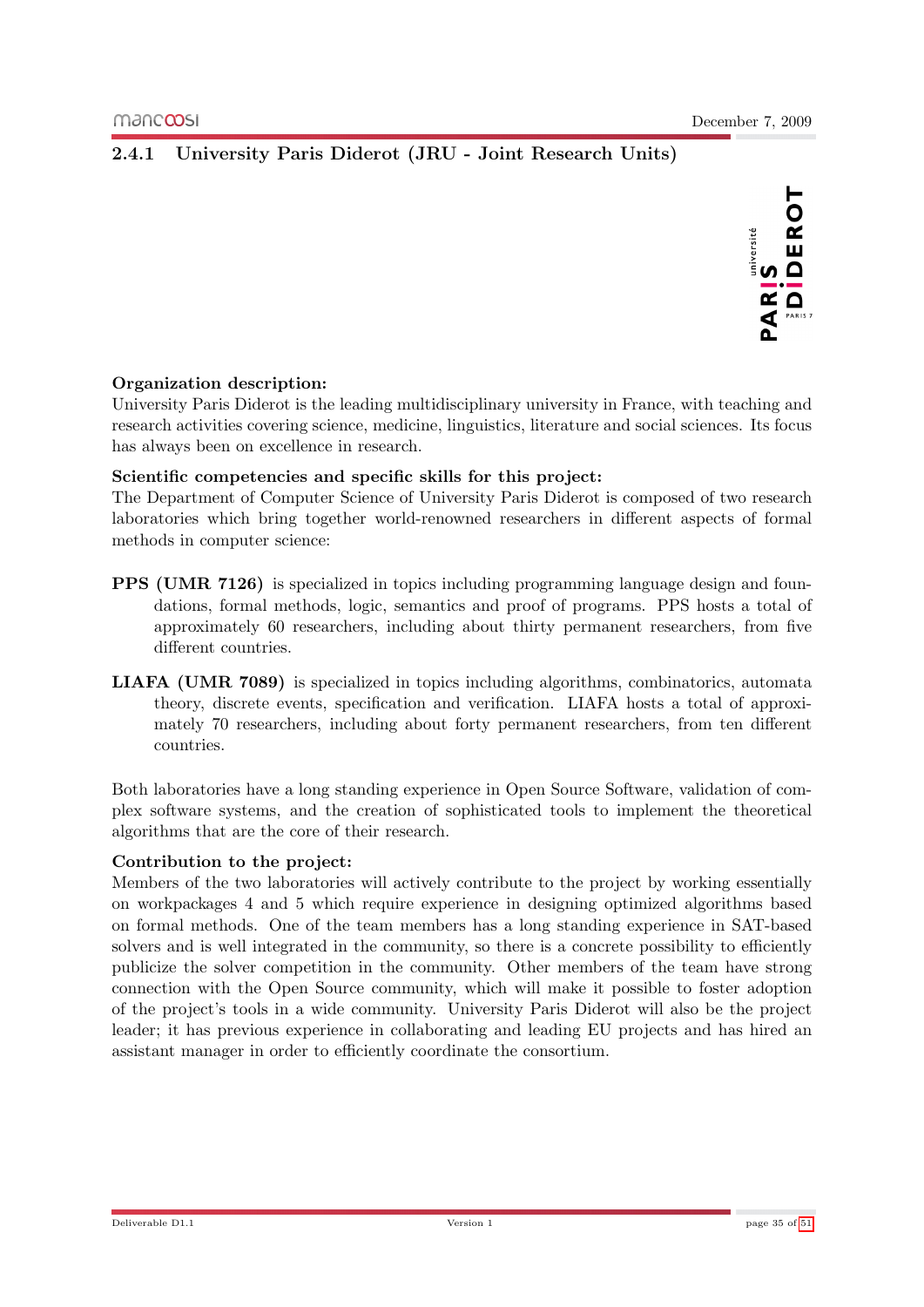### 2.4.1 University Paris Diderot (JRU - Joint Research Units)

**Organization description:**
University Paris Diderot is the leading multidisciplinary university in France, with teaching and research activities covering science, medicine, linguistics, literature and social sciences. Its focus has always been on excellence in research.

**Scientific competencies and specific skills for this project:**
The Department of Computer Science of University Paris Diderot is composed of two research laboratories which bring together world-renowned researchers in different aspects of formal methods in computer science:

**PPS (UMR 7126)** is specialized in topics including programming language design and foundations, formal methods, logic, semantics and proof of programs. PPS hosts a total of approximately 60 researchers, including about thirty permanent researchers, from five different countries.

**LIAFA (UMR 7089)** is specialized in topics including algorithms, combinatorics, automata theory, discrete events, specification and verification. LIAFA hosts a total of approximately 70 researchers, including about forty permanent researchers, from ten different countries.

Both laboratories have a long standing experience in Open Source Software, validation of complex software systems, and the creation of sophisticated tools to implement the theoretical algorithms that are the core of their research.

**Contribution to the project:**
Members of the two laboratories will actively contribute to the project by working essentially on workpackages 4 and 5 which require experience in designing optimized algorithms based on formal methods. One of the team members has a long standing experience in SAT-based solvers and is well integrated in the community, so there is a concrete possibility to efficiently publicize the solver competition in the community. Other members of the team have strong connection with the Open Source community, which will make it possible to foster adoption of the project's tools in a wide community. University Paris Diderot will also be the project leader; it has previous experience in collaborating and leading EU projects and has hired an assistant manager in order to efficiently coordinate the consortium.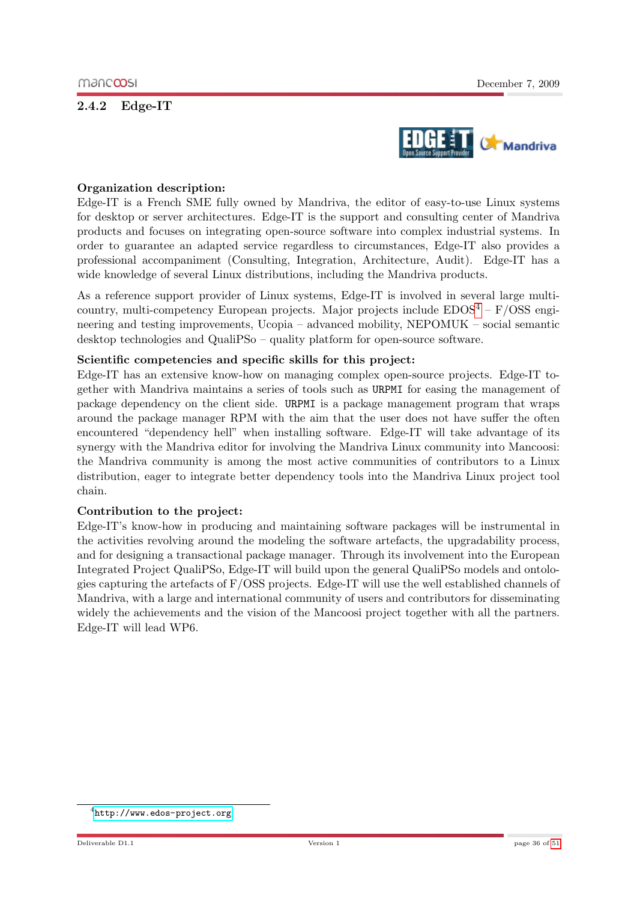### 2.4.2 Edge-IT

**Organization description:**
Edge-IT is a French SME fully owned by Mandriva, the editor of easy-to-use Linux systems for desktop or server architectures. Edge-IT is the support and consulting center of Mandriva products and focuses on integrating open-source software into complex industrial systems. In order to guarantee an adapted service regardless to circumstances, Edge-IT also provides a professional accompaniment (Consulting, Integration, Architecture, Audit). Edge-IT has a wide knowledge of several Linux distributions, including the Mandriva products.

As a reference support provider of Linux systems, Edge-IT is involved in several large multi-country, multi-competency European projects. Major projects include EDOS[4] – F/OSS engineering and testing improvements, Ucopia – advanced mobility, NEPOMUK – social semantic desktop technologies and QualiPSo – quality platform for open-source software.

**Scientific competencies and specific skills for this project:**
Edge-IT has an extensive know-how on managing complex open-source projects. Edge-IT together with Mandriva maintains a series of tools such as `URPMI` for easing the management of package dependency on the client side. `URPMI` is a package management program that wraps around the package manager RPM with the aim that the user does not have suffer the often encountered "dependency hell" when installing software. Edge-IT will take advantage of its synergy with the Mandriva editor for involving the Mandriva Linux community into Mancoosi: the Mandriva community is among the most active communities of contributors to a Linux distribution, eager to integrate better dependency tools into the Mandriva Linux project tool chain.

**Contribution to the project:**
Edge-IT's know-how in producing and maintaining software packages will be instrumental in the activities revolving around the modeling the software artefacts, the upgradability process, and for designing a transactional package manager. Through its involvement into the European Integrated Project QualiPSo, Edge-IT will build upon the general QualiPSo models and ontologies capturing the artefacts of F/OSS projects. Edge-IT will use the well established channels of Mandriva, with a large and international community of users and contributors for disseminating widely the achievements and the vision of the Mancoosi project together with all the partners. Edge-IT will lead WP6.

[4] `http://www.edos-project.org`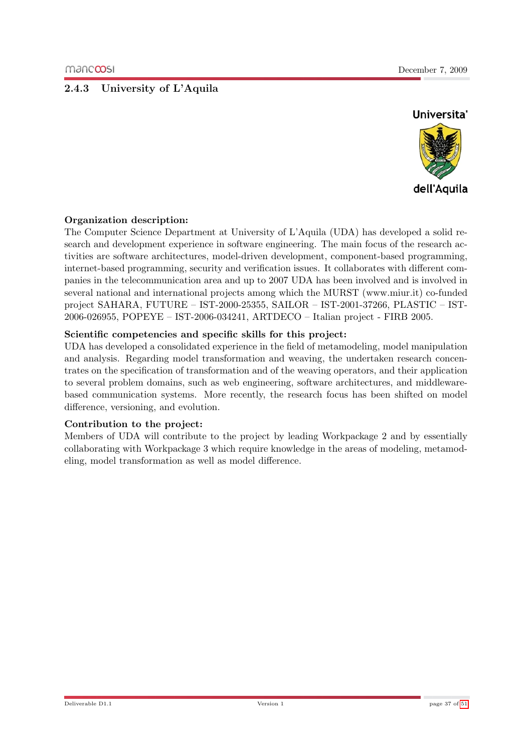### 2.4.3 University of L'Aquila

**Organization description:**
The Computer Science Department at University of L'Aquila (UDA) has developed a solid research and development experience in software engineering. The main focus of the research activities are software architectures, model-driven development, component-based programming, internet-based programming, security and verification issues. It collaborates with different companies in the telecommunication area and up to 2007 UDA has been involved and is involved in several national and international projects among which the MURST (www.miur.it) co-funded project SAHARA, FUTURE – IST-2000-25355, SAILOR – IST-2001-37266, PLASTIC – IST-2006-026955, POPEYE – IST-2006-034241, ARTDECO – Italian project - FIRB 2005.

**Scientific competencies and specific skills for this project:**
UDA has developed a consolidated experience in the field of metamodeling, model manipulation and analysis. Regarding model transformation and weaving, the undertaken research concentrates on the specification of transformation and of the weaving operators, and their application to several problem domains, such as web engineering, software architectures, and middleware-based communication systems. More recently, the research focus has been shifted on model difference, versioning, and evolution.

**Contribution to the project:**
Members of UDA will contribute to the project by leading Workpackage 2 and by essentially collaborating with Workpackage 3 which require knowledge in the areas of modeling, metamodeling, model transformation as well as model difference.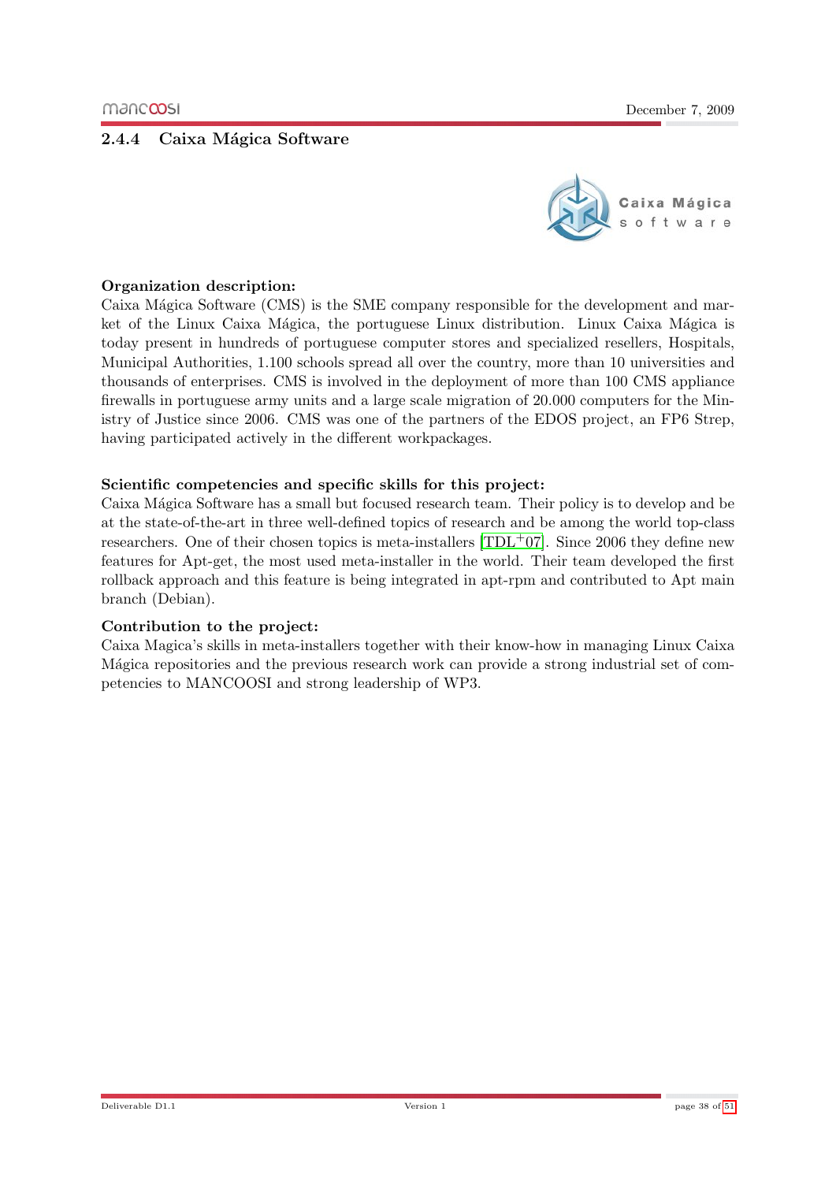### 2.4.4 Caixa Mágica Software

**Organization description:**
Caixa Mágica Software (CMS) is the SME company responsible for the development and market of the Linux Caixa Mágica, the portuguese Linux distribution. Linux Caixa Mágica is today present in hundreds of portuguese computer stores and specialized resellers, Hospitals, Municipal Authorities, 1.100 schools spread all over the country, more than 10 universities and thousands of enterprises. CMS is involved in the deployment of more than 100 CMS appliance firewalls in portuguese army units and a large scale migration of 20.000 computers for the Ministry of Justice since 2006. CMS was one of the partners of the EDOS project, an FP6 Strep, having participated actively in the different workpackages.

**Scientific competencies and specific skills for this project:**
Caixa Mágica Software has a small but focused research team. Their policy is to develop and be at the state-of-the-art in three well-defined topics of research and be among the world top-class researchers. One of their chosen topics is meta-installers [TDL+07]. Since 2006 they define new features for Apt-get, the most used meta-installer in the world. Their team developed the first rollback approach and this feature is being integrated in apt-rpm and contributed to Apt main branch (Debian).

**Contribution to the project:**
Caixa Magica's skills in meta-installers together with their know-how in managing Linux Caixa Mágica repositories and the previous research work can provide a strong industrial set of competencies to MANCOOSI and strong leadership of WP3.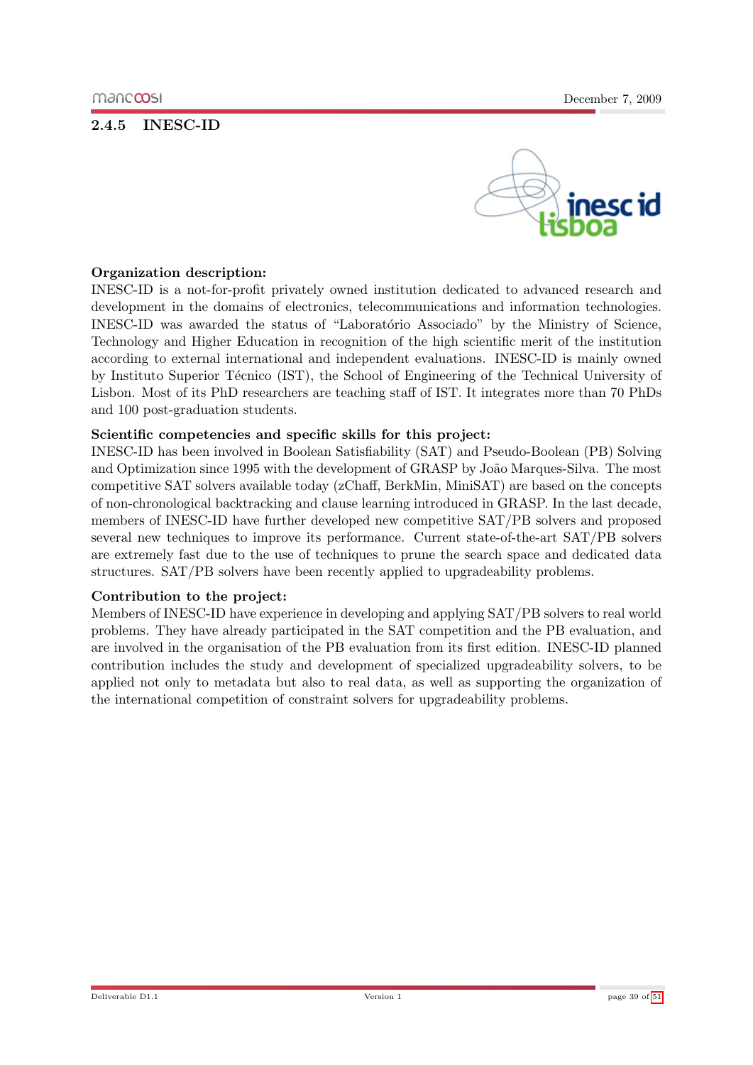### 2.4.5 INESC-ID

**Organization description:**

INESC-ID is a not-for-profit privately owned institution dedicated to advanced research and development in the domains of electronics, telecommunications and information technologies. INESC-ID was awarded the status of "Laboratório Associado" by the Ministry of Science, Technology and Higher Education in recognition of the high scientific merit of the institution according to external international and independent evaluations. INESC-ID is mainly owned by Instituto Superior Técnico (IST), the School of Engineering of the Technical University of Lisbon. Most of its PhD researchers are teaching staff of IST. It integrates more than 70 PhDs and 100 post-graduation students.

**Scientific competencies and specific skills for this project:**

INESC-ID has been involved in Boolean Satisfiability (SAT) and Pseudo-Boolean (PB) Solving and Optimization since 1995 with the development of GRASP by João Marques-Silva. The most competitive SAT solvers available today (zChaff, BerkMin, MiniSAT) are based on the concepts of non-chronological backtracking and clause learning introduced in GRASP. In the last decade, members of INESC-ID have further developed new competitive SAT/PB solvers and proposed several new techniques to improve its performance. Current state-of-the-art SAT/PB solvers are extremely fast due to the use of techniques to prune the search space and dedicated data structures. SAT/PB solvers have been recently applied to upgradeability problems.

**Contribution to the project:**

Members of INESC-ID have experience in developing and applying SAT/PB solvers to real world problems. They have already participated in the SAT competition and the PB evaluation, and are involved in the organisation of the PB evaluation from its first edition. INESC-ID planned contribution includes the study and development of specialized upgradeability solvers, to be applied not only to metadata but also to real data, as well as supporting the organization of the international competition of constraint solvers for upgradeability problems.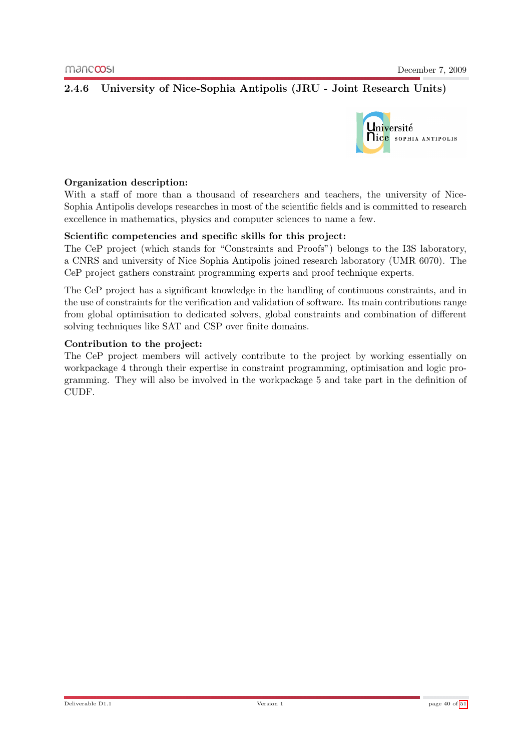### 2.4.6 University of Nice-Sophia Antipolis (JRU - Joint Research Units)

**Organization description:**
With a staff of more than a thousand of researchers and teachers, the university of Nice-Sophia Antipolis develops researches in most of the scientific fields and is committed to research excellence in mathematics, physics and computer sciences to name a few.

**Scientific competencies and specific skills for this project:**
The CeP project (which stands for "Constraints and Proofs") belongs to the I3S laboratory, a CNRS and university of Nice Sophia Antipolis joined research laboratory (UMR 6070). The CeP project gathers constraint programming experts and proof technique experts.

The CeP project has a significant knowledge in the handling of continuous constraints, and in the use of constraints for the verification and validation of software. Its main contributions range from global optimisation to dedicated solvers, global constraints and combination of different solving techniques like SAT and CSP over finite domains.

**Contribution to the project:**
The CeP project members will actively contribute to the project by working essentially on workpackage 4 through their expertise in constraint programming, optimisation and logic programming. They will also be involved in the workpackage 5 and take part in the definition of CUDF.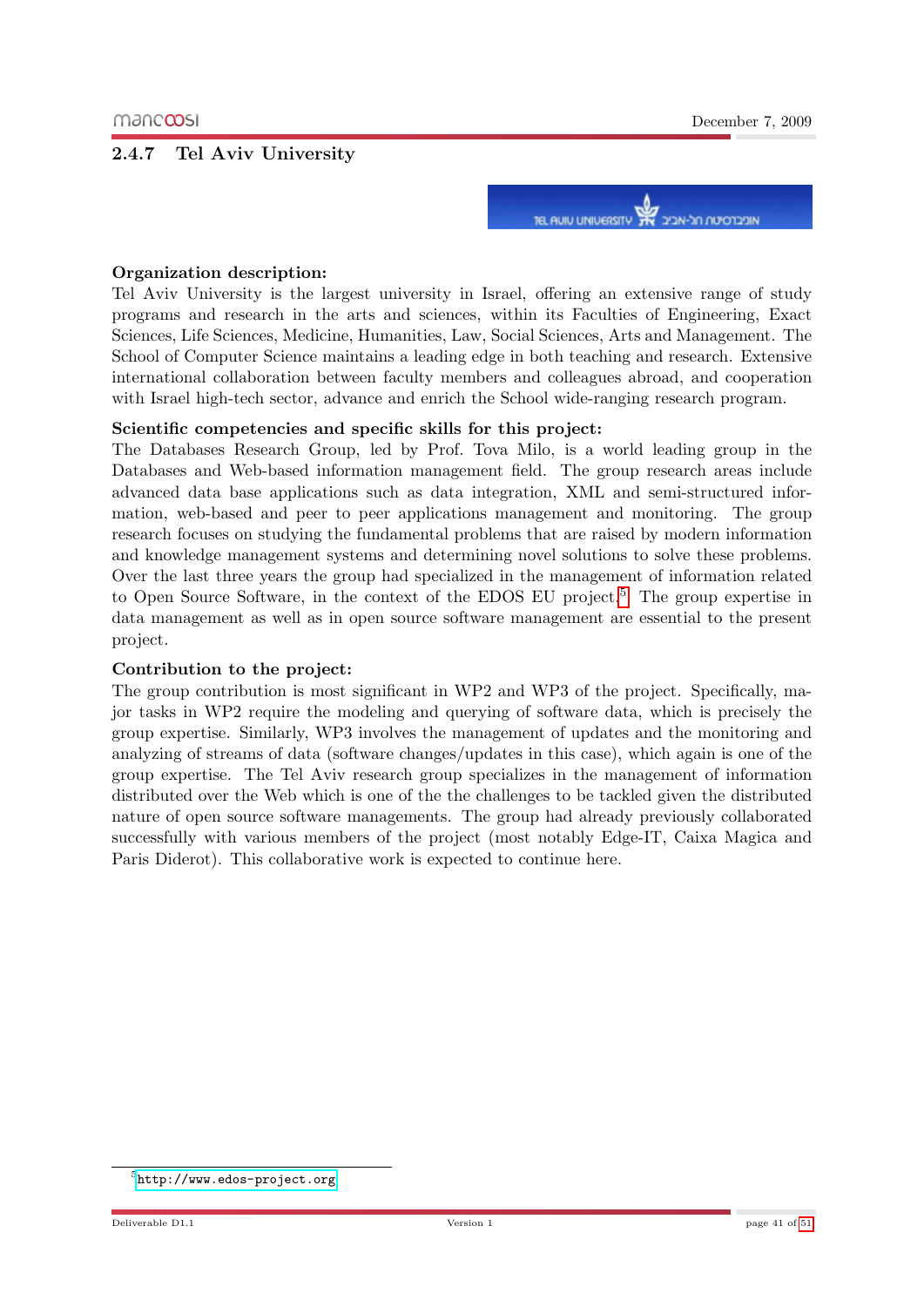### 2.4.7 Tel Aviv University

**Organization description:**
Tel Aviv University is the largest university in Israel, offering an extensive range of study programs and research in the arts and sciences, within its Faculties of Engineering, Exact Sciences, Life Sciences, Medicine, Humanities, Law, Social Sciences, Arts and Management. The School of Computer Science maintains a leading edge in both teaching and research. Extensive international collaboration between faculty members and colleagues abroad, and cooperation with Israel high-tech sector, advance and enrich the School wide-ranging research program.

**Scientific competencies and specific skills for this project:**
The Databases Research Group, led by Prof. Tova Milo, is a world leading group in the Databases and Web-based information management field. The group research areas include advanced data base applications such as data integration, XML and semi-structured information, web-based and peer to peer applications management and monitoring. The group research focuses on studying the fundamental problems that are raised by modern information and knowledge management systems and determining novel solutions to solve these problems. Over the last three years the group had specialized in the management of information related to Open Source Software, in the context of the EDOS EU project.[5] The group expertise in data management as well as in open source software management are essential to the present project.

**Contribution to the project:**
The group contribution is most significant in WP2 and WP3 of the project. Specifically, major tasks in WP2 require the modeling and querying of software data, which is precisely the group expertise. Similarly, WP3 involves the management of updates and the monitoring and analyzing of streams of data (software changes/updates in this case), which again is one of the group expertise. The Tel Aviv research group specializes in the management of information distributed over the Web which is one of the the challenges to be tackled given the distributed nature of open source software managements. The group had already previously collaborated successfully with various members of the project (most notably Edge-IT, Caixa Magica and Paris Diderot). This collaborative work is expected to continue here.

[5] http://www.edos-project.org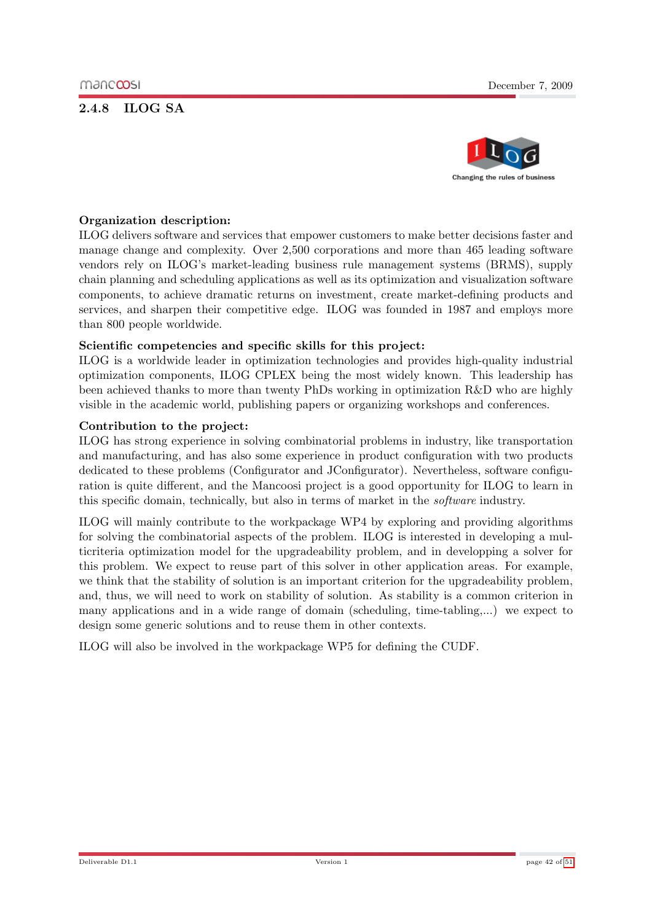### 2.4.8 ILOG SA

**Organization description:**
ILOG delivers software and services that empower customers to make better decisions faster and manage change and complexity. Over 2,500 corporations and more than 465 leading software vendors rely on ILOG's market-leading business rule management systems (BRMS), supply chain planning and scheduling applications as well as its optimization and visualization software components, to achieve dramatic returns on investment, create market-defining products and services, and sharpen their competitive edge. ILOG was founded in 1987 and employs more than 800 people worldwide.

**Scientific competencies and specific skills for this project:**
ILOG is a worldwide leader in optimization technologies and provides high-quality industrial optimization components, ILOG CPLEX being the most widely known. This leadership has been achieved thanks to more than twenty PhDs working in optimization R&D who are highly visible in the academic world, publishing papers or organizing workshops and conferences.

**Contribution to the project:**
ILOG has strong experience in solving combinatorial problems in industry, like transportation and manufacturing, and has also some experience in product configuration with two products dedicated to these problems (Configurator and JConfigurator). Nevertheless, software configuration is quite different, and the Mancoosi project is a good opportunity for ILOG to learn in this specific domain, technically, but also in terms of market in the *software* industry.

ILOG will mainly contribute to the workpackage WP4 by exploring and providing algorithms for solving the combinatorial aspects of the problem. ILOG is interested in developing a multicriteria optimization model for the upgradeability problem, and in developping a solver for this problem. We expect to reuse part of this solver in other application areas. For example, we think that the stability of solution is an important criterion for the upgradeability problem, and, thus, we will need to work on stability of solution. As stability is a common criterion in many applications and in a wide range of domain (scheduling, time-tabling,...) we expect to design some generic solutions and to reuse them in other contexts.

ILOG will also be involved in the workpackage WP5 for defining the CUDF.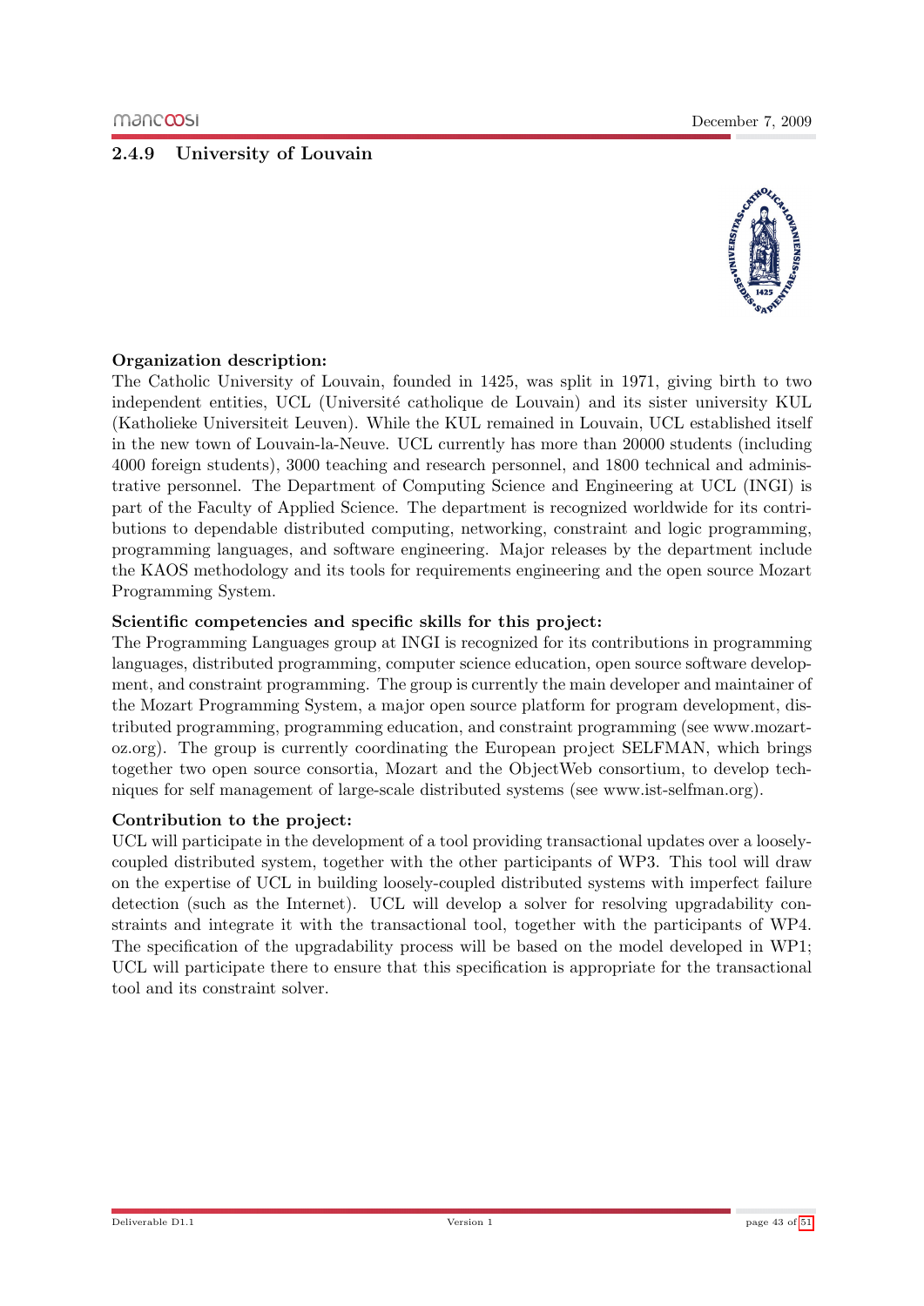### 2.4.9 University of Louvain

**Organization description:**
The Catholic University of Louvain, founded in 1425, was split in 1971, giving birth to two independent entities, UCL (Université catholique de Louvain) and its sister university KUL (Katholieke Universiteit Leuven). While the KUL remained in Louvain, UCL established itself in the new town of Louvain-la-Neuve. UCL currently has more than 20000 students (including 4000 foreign students), 3000 teaching and research personnel, and 1800 technical and administrative personnel. The Department of Computing Science and Engineering at UCL (INGI) is part of the Faculty of Applied Science. The department is recognized worldwide for its contributions to dependable distributed computing, networking, constraint and logic programming, programming languages, and software engineering. Major releases by the department include the KAOS methodology and its tools for requirements engineering and the open source Mozart Programming System.

**Scientific competencies and specific skills for this project:**
The Programming Languages group at INGI is recognized for its contributions in programming languages, distributed programming, computer science education, open source software development, and constraint programming. The group is currently the main developer and maintainer of the Mozart Programming System, a major open source platform for program development, distributed programming, programming education, and constraint programming (see www.mozart-oz.org). The group is currently coordinating the European project SELFMAN, which brings together two open source consortia, Mozart and the ObjectWeb consortium, to develop techniques for self management of large-scale distributed systems (see www.ist-selfman.org).

**Contribution to the project:**
UCL will participate in the development of a tool providing transactional updates over a loosely-coupled distributed system, together with the other participants of WP3. This tool will draw on the expertise of UCL in building loosely-coupled distributed systems with imperfect failure detection (such as the Internet). UCL will develop a solver for resolving upgradability constraints and integrate it with the transactional tool, together with the participants of WP4. The specification of the upgradability process will be based on the model developed in WP1; UCL will participate there to ensure that this specification is appropriate for the transactional tool and its constraint solver.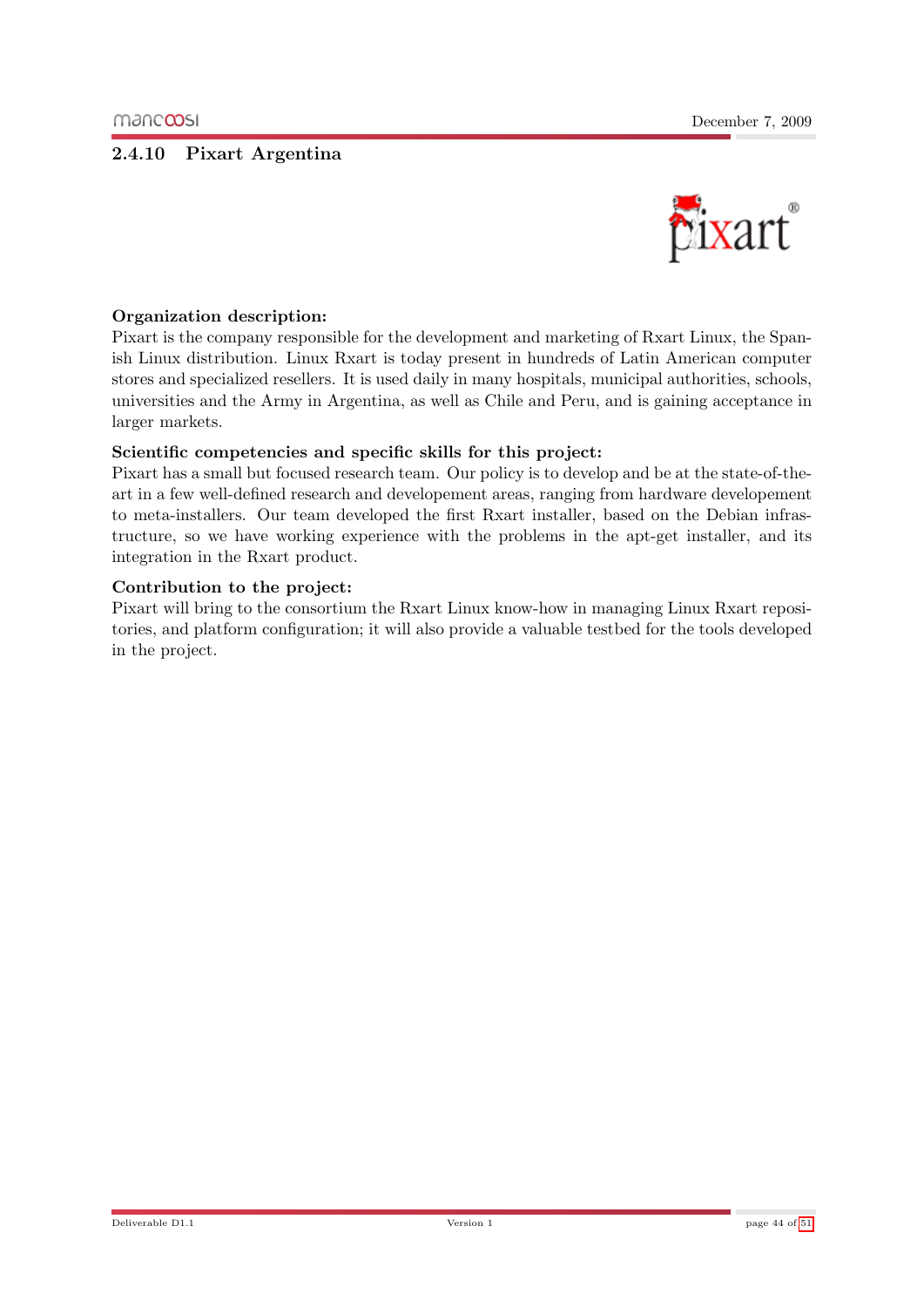### 2.4.10 Pixart Argentina

**Organization description:**
Pixart is the company responsible for the development and marketing of Rxart Linux, the Spanish Linux distribution. Linux Rxart is today present in hundreds of Latin American computer stores and specialized resellers. It is used daily in many hospitals, municipal authorities, schools, universities and the Army in Argentina, as well as Chile and Peru, and is gaining acceptance in larger markets.

**Scientific competencies and specific skills for this project:**
Pixart has a small but focused research team. Our policy is to develop and be at the state-of-the-art in a few well-defined research and developement areas, ranging from hardware developement to meta-installers. Our team developed the first Rxart installer, based on the Debian infrastructure, so we have working experience with the problems in the apt-get installer, and its integration in the Rxart product.

**Contribution to the project:**
Pixart will bring to the consortium the Rxart Linux know-how in managing Linux Rxart repositories, and platform configuration; it will also provide a valuable testbed for the tools developed in the project.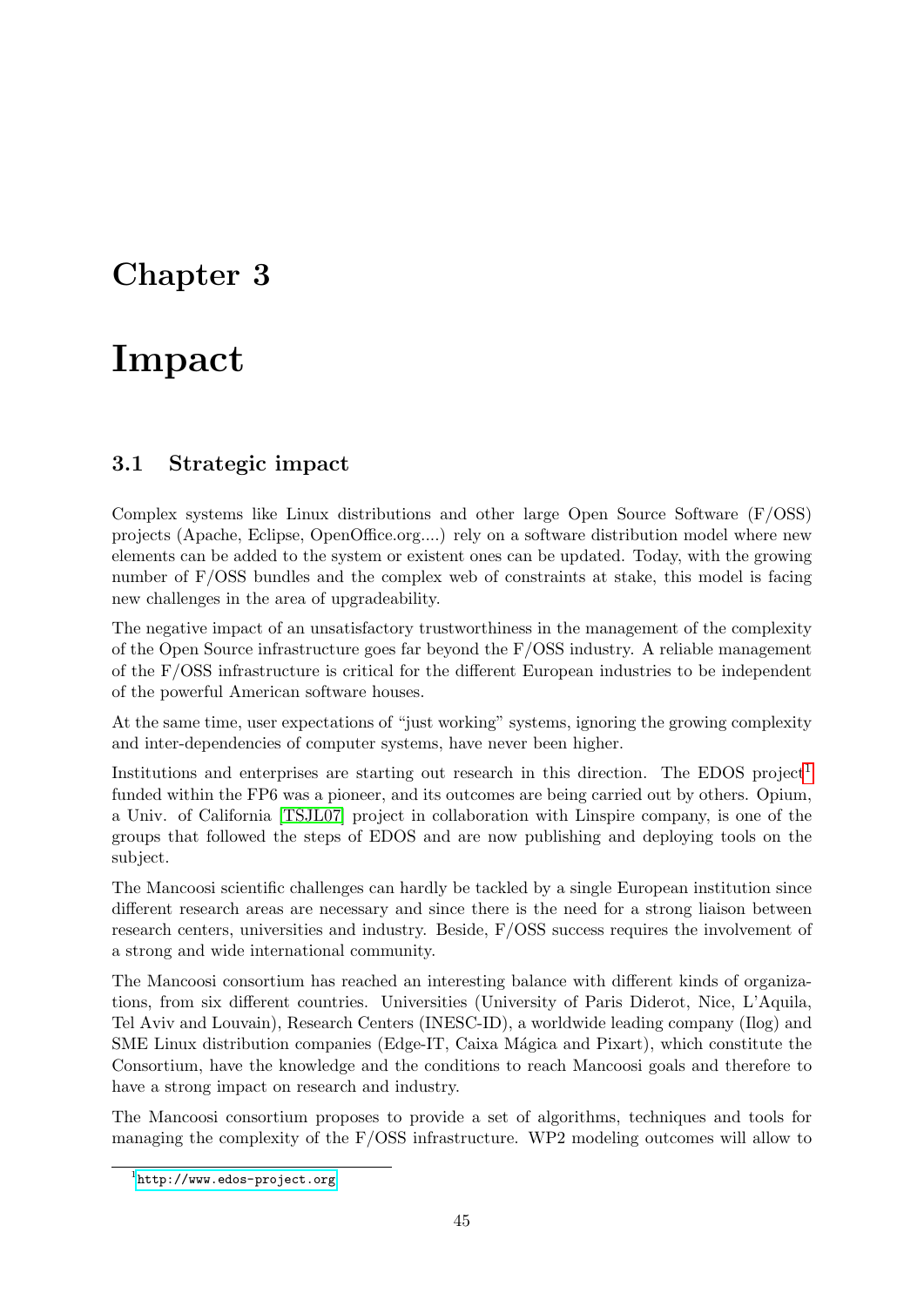# Chapter 3

# Impact

## 3.1 Strategic impact

Complex systems like Linux distributions and other large Open Source Software (F/OSS) projects (Apache, Eclipse, OpenOffice.org....) rely on a software distribution model where new elements can be added to the system or existent ones can be updated. Today, with the growing number of F/OSS bundles and the complex web of constraints at stake, this model is facing new challenges in the area of upgradeability.

The negative impact of an unsatisfactory trustworthiness in the management of the complexity of the Open Source infrastructure goes far beyond the F/OSS industry. A reliable management of the F/OSS infrastructure is critical for the different European industries to be independent of the powerful American software houses.

At the same time, user expectations of "just working" systems, ignoring the growing complexity and inter-dependencies of computer systems, have never been higher.

Institutions and enterprises are starting out research in this direction. The EDOS project[1] funded within the FP6 was a pioneer, and its outcomes are being carried out by others. Opium, a Univ. of California [TSJL07] project in collaboration with Linspire company, is one of the groups that followed the steps of EDOS and are now publishing and deploying tools on the subject.

The Mancoosi scientific challenges can hardly be tackled by a single European institution since different research areas are necessary and since there is the need for a strong liaison between research centers, universities and industry. Beside, F/OSS success requires the involvement of a strong and wide international community.

The Mancoosi consortium has reached an interesting balance with different kinds of organizations, from six different countries. Universities (University of Paris Diderot, Nice, L'Aquila, Tel Aviv and Louvain), Research Centers (INESC-ID), a worldwide leading company (Ilog) and SME Linux distribution companies (Edge-IT, Caixa Mágica and Pixart), which constitute the Consortium, have the knowledge and the conditions to reach Mancoosi goals and therefore to have a strong impact on research and industry.

The Mancoosi consortium proposes to provide a set of algorithms, techniques and tools for managing the complexity of the F/OSS infrastructure. WP2 modeling outcomes will allow to

[1] http://www.edos-project.org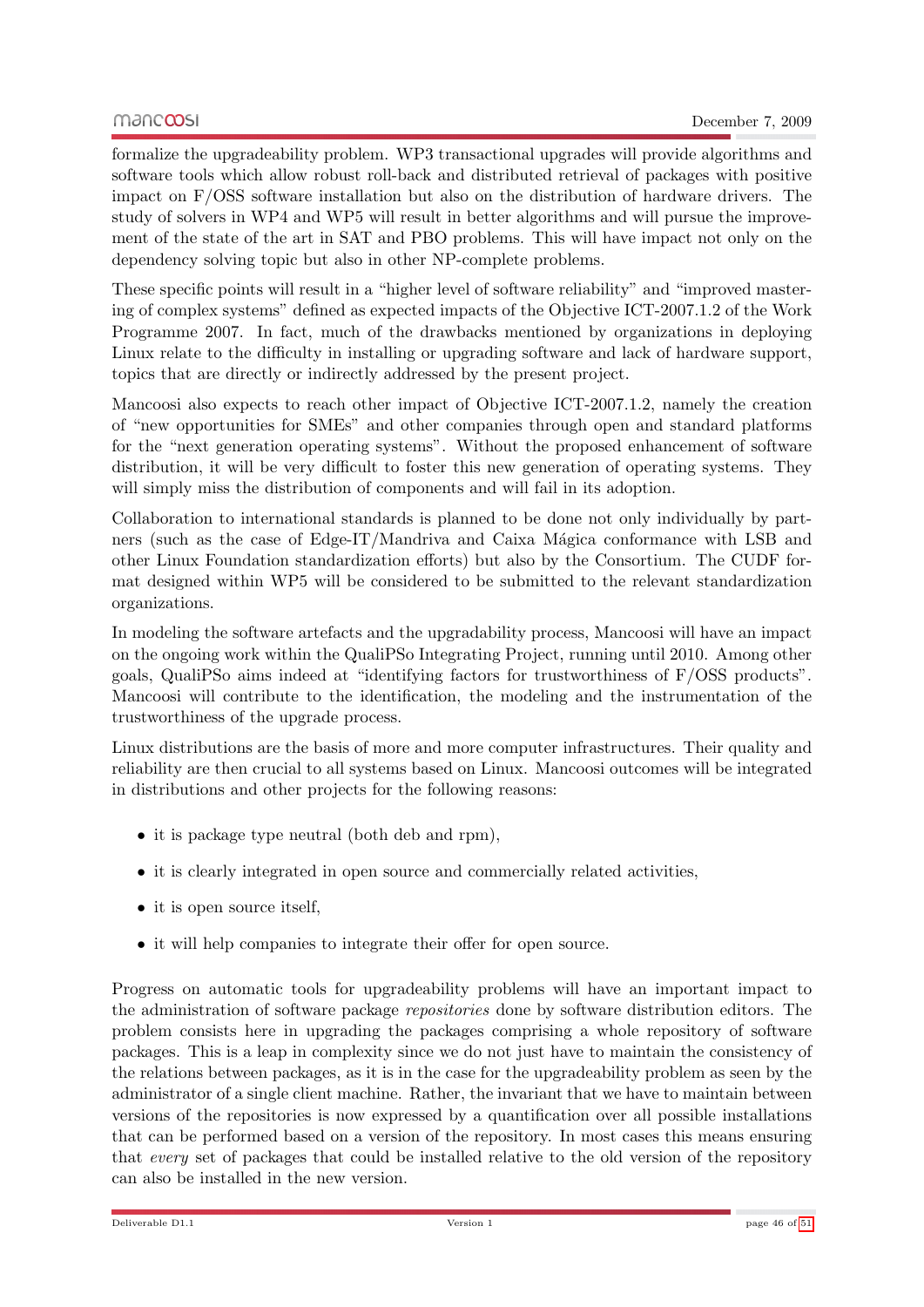formalize the upgradeability problem. WP3 transactional upgrades will provide algorithms and software tools which allow robust roll-back and distributed retrieval of packages with positive impact on F/OSS software installation but also on the distribution of hardware drivers. The study of solvers in WP4 and WP5 will result in better algorithms and will pursue the improvement of the state of the art in SAT and PBO problems. This will have impact not only on the dependency solving topic but also in other NP-complete problems.

These specific points will result in a "higher level of software reliability" and "improved mastering of complex systems" defined as expected impacts of the Objective ICT-2007.1.2 of the Work Programme 2007. In fact, much of the drawbacks mentioned by organizations in deploying Linux relate to the difficulty in installing or upgrading software and lack of hardware support, topics that are directly or indirectly addressed by the present project.

Mancoosi also expects to reach other impact of Objective ICT-2007.1.2, namely the creation of "new opportunities for SMEs" and other companies through open and standard platforms for the "next generation operating systems". Without the proposed enhancement of software distribution, it will be very difficult to foster this new generation of operating systems. They will simply miss the distribution of components and will fail in its adoption.

Collaboration to international standards is planned to be done not only individually by partners (such as the case of Edge-IT/Mandriva and Caixa Mágica conformance with LSB and other Linux Foundation standardization efforts) but also by the Consortium. The CUDF format designed within WP5 will be considered to be submitted to the relevant standardization organizations.

In modeling the software artefacts and the upgradability process, Mancoosi will have an impact on the ongoing work within the QualiPSo Integrating Project, running until 2010. Among other goals, QualiPSo aims indeed at "identifying factors for trustworthiness of F/OSS products". Mancoosi will contribute to the identification, the modeling and the instrumentation of the trustworthiness of the upgrade process.

Linux distributions are the basis of more and more computer infrastructures. Their quality and reliability are then crucial to all systems based on Linux. Mancoosi outcomes will be integrated in distributions and other projects for the following reasons:

- it is package type neutral (both deb and rpm),
- it is clearly integrated in open source and commercially related activities,
- it is open source itself,
- it will help companies to integrate their offer for open source.

Progress on automatic tools for upgradeability problems will have an important impact to the administration of software package *repositories* done by software distribution editors. The problem consists here in upgrading the packages comprising a whole repository of software packages. This is a leap in complexity since we do not just have to maintain the consistency of the relations between packages, as it is in the case for the upgradeability problem as seen by the administrator of a single client machine. Rather, the invariant that we have to maintain between versions of the repositories is now expressed by a quantification over all possible installations that can be performed based on a version of the repository. In most cases this means ensuring that *every* set of packages that could be installed relative to the old version of the repository can also be installed in the new version.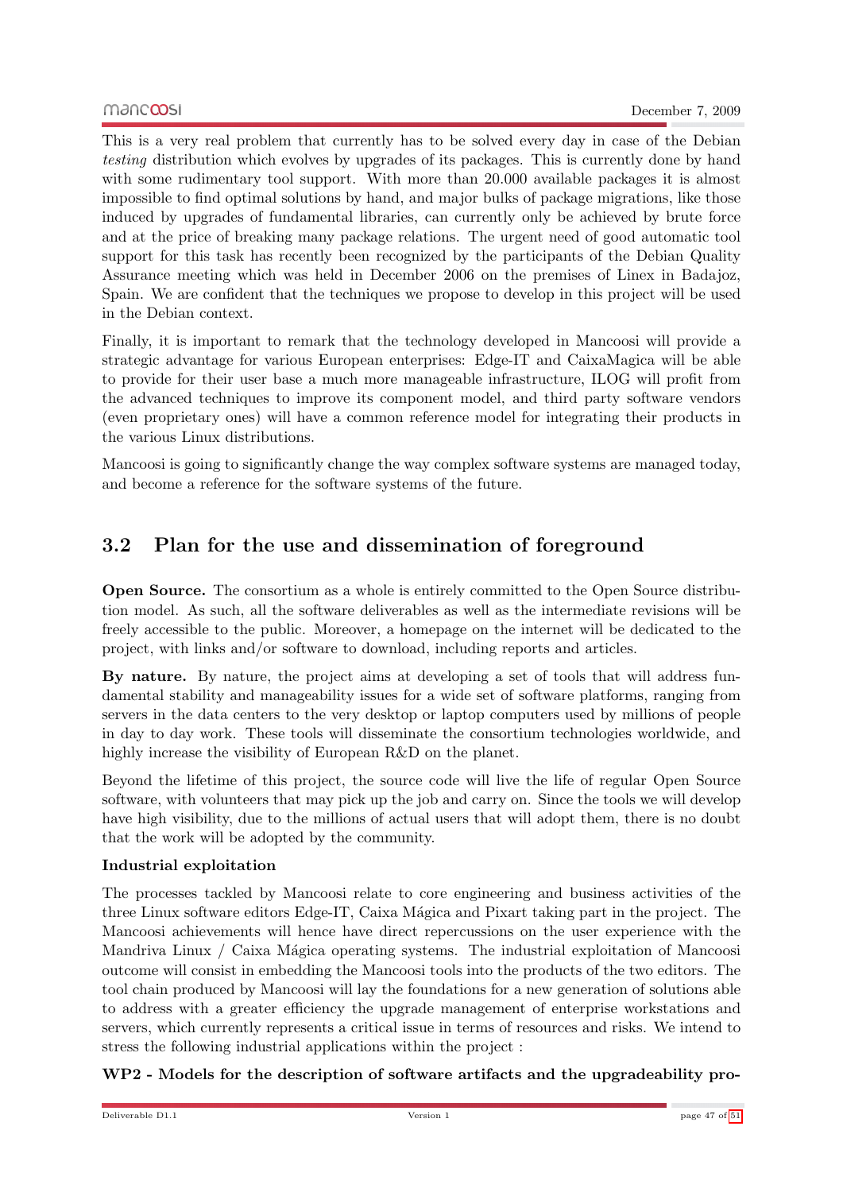This is a very real problem that currently has to be solved every day in case of the Debian *testing* distribution which evolves by upgrades of its packages. This is currently done by hand with some rudimentary tool support. With more than 20.000 available packages it is almost impossible to find optimal solutions by hand, and major bulks of package migrations, like those induced by upgrades of fundamental libraries, can currently only be achieved by brute force and at the price of breaking many package relations. The urgent need of good automatic tool support for this task has recently been recognized by the participants of the Debian Quality Assurance meeting which was held in December 2006 on the premises of Linex in Badajoz, Spain. We are confident that the techniques we propose to develop in this project will be used in the Debian context.

Finally, it is important to remark that the technology developed in Mancoosi will provide a strategic advantage for various European enterprises: Edge-IT and CaixaMagica will be able to provide for their user base a much more manageable infrastructure, ILOG will profit from the advanced techniques to improve its component model, and third party software vendors (even proprietary ones) will have a common reference model for integrating their products in the various Linux distributions.

Mancoosi is going to significantly change the way complex software systems are managed today, and become a reference for the software systems of the future.

## 3.2 Plan for the use and dissemination of foreground

**Open Source.** The consortium as a whole is entirely committed to the Open Source distribution model. As such, all the software deliverables as well as the intermediate revisions will be freely accessible to the public. Moreover, a homepage on the internet will be dedicated to the project, with links and/or software to download, including reports and articles.

**By nature.** By nature, the project aims at developing a set of tools that will address fundamental stability and manageability issues for a wide set of software platforms, ranging from servers in the data centers to the very desktop or laptop computers used by millions of people in day to day work. These tools will disseminate the consortium technologies worldwide, and highly increase the visibility of European R&D on the planet.

Beyond the lifetime of this project, the source code will live the life of regular Open Source software, with volunteers that may pick up the job and carry on. Since the tools we will develop have high visibility, due to the millions of actual users that will adopt them, there is no doubt that the work will be adopted by the community.

**Industrial exploitation**

The processes tackled by Mancoosi relate to core engineering and business activities of the three Linux software editors Edge-IT, Caixa Mágica and Pixart taking part in the project. The Mancoosi achievements will hence have direct repercussions on the user experience with the Mandriva Linux / Caixa Mágica operating systems. The industrial exploitation of Mancoosi outcome will consist in embedding the Mancoosi tools into the products of the two editors. The tool chain produced by Mancoosi will lay the foundations for a new generation of solutions able to address with a greater efficiency the upgrade management of enterprise workstations and servers, which currently represents a critical issue in terms of resources and risks. We intend to stress the following industrial applications within the project :

**WP2 - Models for the description of software artifacts and the upgradeability pro-**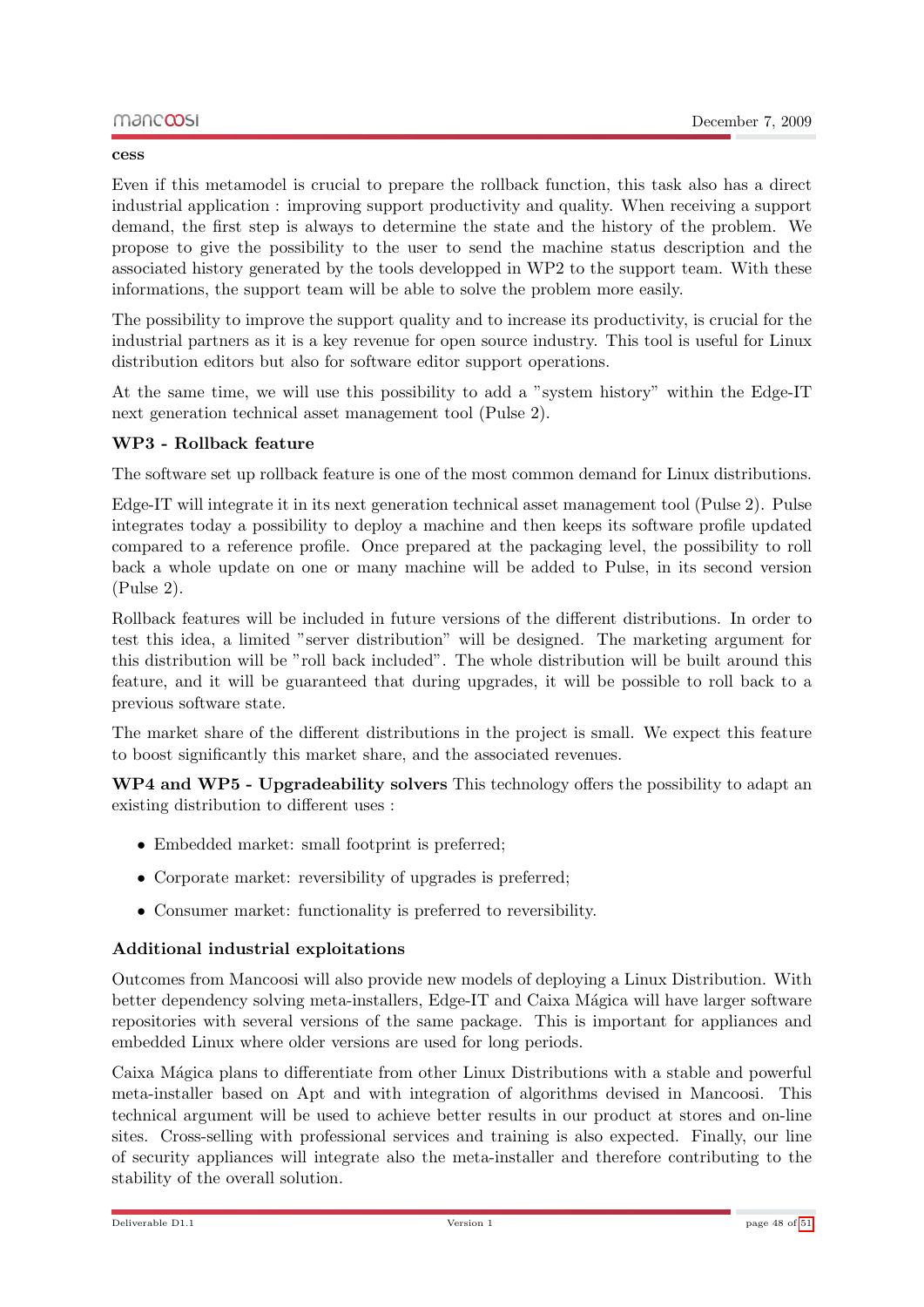**cess**

Even if this metamodel is crucial to prepare the rollback function, this task also has a direct industrial application : improving support productivity and quality. When receiving a support demand, the first step is always to determine the state and the history of the problem. We propose to give the possibility to the user to send the machine status description and the associated history generated by the tools developped in WP2 to the support team. With these informations, the support team will be able to solve the problem more easily.

The possibility to improve the support quality and to increase its productivity, is crucial for the industrial partners as it is a key revenue for open source industry. This tool is useful for Linux distribution editors but also for software editor support operations.

At the same time, we will use this possibility to add a "system history" within the Edge-IT next generation technical asset management tool (Pulse 2).

**WP3 - Rollback feature**

The software set up rollback feature is one of the most common demand for Linux distributions.

Edge-IT will integrate it in its next generation technical asset management tool (Pulse 2). Pulse integrates today a possibility to deploy a machine and then keeps its software profile updated compared to a reference profile. Once prepared at the packaging level, the possibility to roll back a whole update on one or many machine will be added to Pulse, in its second version (Pulse 2).

Rollback features will be included in future versions of the different distributions. In order to test this idea, a limited "server distribution" will be designed. The marketing argument for this distribution will be "roll back included". The whole distribution will be built around this feature, and it will be guaranteed that during upgrades, it will be possible to roll back to a previous software state.

The market share of the different distributions in the project is small. We expect this feature to boost significantly this market share, and the associated revenues.

**WP4 and WP5 - Upgradeability solvers** This technology offers the possibility to adapt an existing distribution to different uses :

- Embedded market: small footprint is preferred;
- Corporate market: reversibility of upgrades is preferred;
- Consumer market: functionality is preferred to reversibility.

**Additional industrial exploitations**

Outcomes from Mancoosi will also provide new models of deploying a Linux Distribution. With better dependency solving meta-installers, Edge-IT and Caixa Mágica will have larger software repositories with several versions of the same package. This is important for appliances and embedded Linux where older versions are used for long periods.

Caixa Mágica plans to differentiate from other Linux Distributions with a stable and powerful meta-installer based on Apt and with integration of algorithms devised in Mancoosi. This technical argument will be used to achieve better results in our product at stores and on-line sites. Cross-selling with professional services and training is also expected. Finally, our line of security appliances will integrate also the meta-installer and therefore contributing to the stability of the overall solution.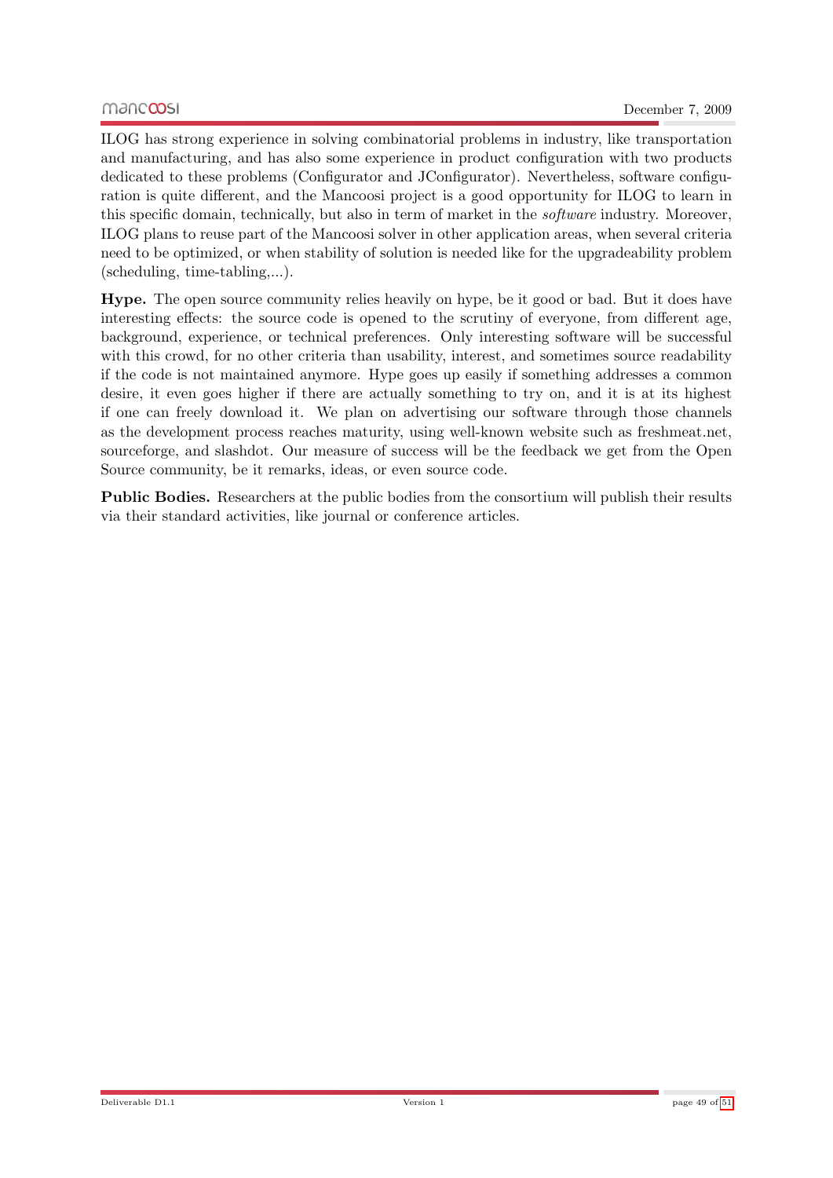ILOG has strong experience in solving combinatorial problems in industry, like transportation and manufacturing, and has also some experience in product configuration with two products dedicated to these problems (Configurator and JConfigurator). Nevertheless, software configuration is quite different, and the Mancoosi project is a good opportunity for ILOG to learn in this specific domain, technically, but also in term of market in the *software* industry. Moreover, ILOG plans to reuse part of the Mancoosi solver in other application areas, when several criteria need to be optimized, or when stability of solution is needed like for the upgradeability problem (scheduling, time-tabling,...).

**Hype.** The open source community relies heavily on hype, be it good or bad. But it does have interesting effects: the source code is opened to the scrutiny of everyone, from different age, background, experience, or technical preferences. Only interesting software will be successful with this crowd, for no other criteria than usability, interest, and sometimes source readability if the code is not maintained anymore. Hype goes up easily if something addresses a common desire, it even goes higher if there are actually something to try on, and it is at its highest if one can freely download it. We plan on advertising our software through those channels as the development process reaches maturity, using well-known website such as freshmeat.net, sourceforge, and slashdot. Our measure of success will be the feedback we get from the Open Source community, be it remarks, ideas, or even source code.

**Public Bodies.** Researchers at the public bodies from the consortium will publish their results via their standard activities, like journal or conference articles.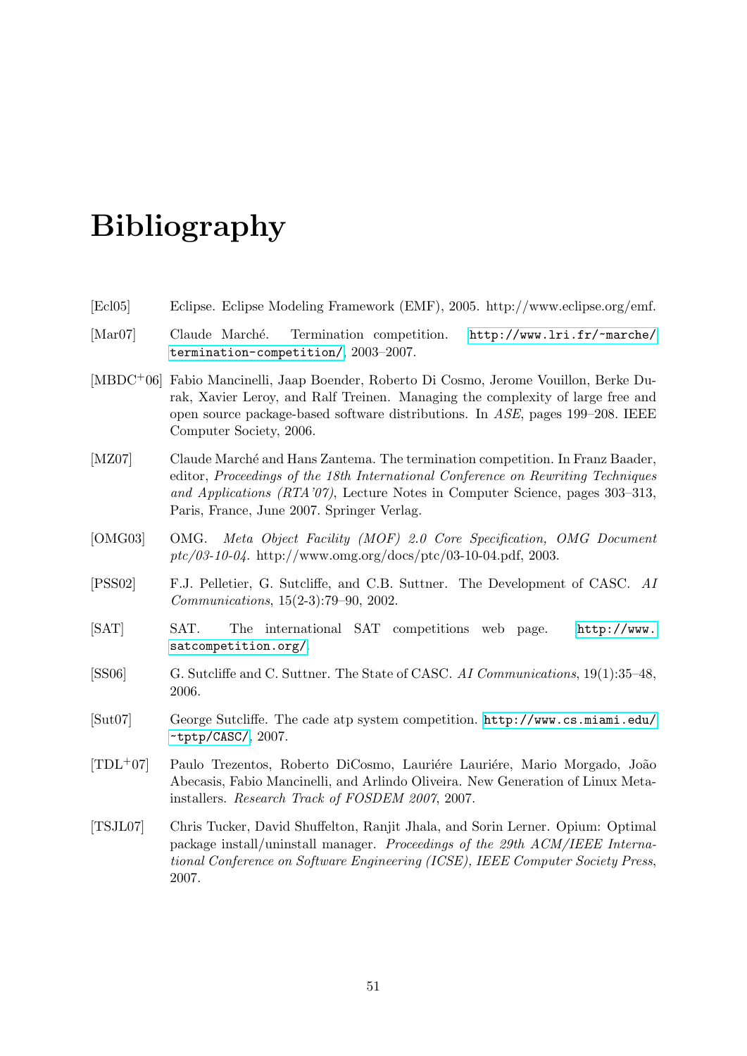# Bibliography

[Ecl05] Eclipse. Eclipse Modeling Framework (EMF), 2005. http://www.eclipse.org/emf.

[Mar07] Claude Marché. Termination competition. http://www.lri.fr/~marche/termination-competition/, 2003–2007.

[MBDC+06] Fabio Mancinelli, Jaap Boender, Roberto Di Cosmo, Jerome Vouillon, Berke Durak, Xavier Leroy, and Ralf Treinen. Managing the complexity of large free and open source package-based software distributions. In *ASE*, pages 199–208. IEEE Computer Society, 2006.

[MZ07] Claude Marché and Hans Zantema. The termination competition. In Franz Baader, editor, *Proceedings of the 18th International Conference on Rewriting Techniques and Applications (RTA'07)*, Lecture Notes in Computer Science, pages 303–313, Paris, France, June 2007. Springer Verlag.

[OMG03] OMG. *Meta Object Facility (MOF) 2.0 Core Specification, OMG Document ptc/03-10-04*. http://www.omg.org/docs/ptc/03-10-04.pdf, 2003.

[PSS02] F.J. Pelletier, G. Sutcliffe, and C.B. Suttner. The Development of CASC. *AI Communications*, 15(2-3):79–90, 2002.

[SAT] SAT. The international SAT competitions web page. http://www.satcompetition.org/.

[SS06] G. Sutcliffe and C. Suttner. The State of CASC. *AI Communications*, 19(1):35–48, 2006.

[Sut07] George Sutcliffe. The cade atp system competition. http://www.cs.miami.edu/~tptp/CASC/, 2007.

[TDL+07] Paulo Trezentos, Roberto DiCosmo, Lauriére Lauriére, Mario Morgado, João Abecasis, Fabio Mancinelli, and Arlindo Oliveira. New Generation of Linux Meta-installers. *Research Track of FOSDEM 2007*, 2007.

[TSJL07] Chris Tucker, David Shuffelton, Ranjit Jhala, and Sorin Lerner. Opium: Optimal package install/uninstall manager. *Proceedings of the 29th ACM/IEEE International Conference on Software Engineering (ICSE), IEEE Computer Society Press*, 2007.